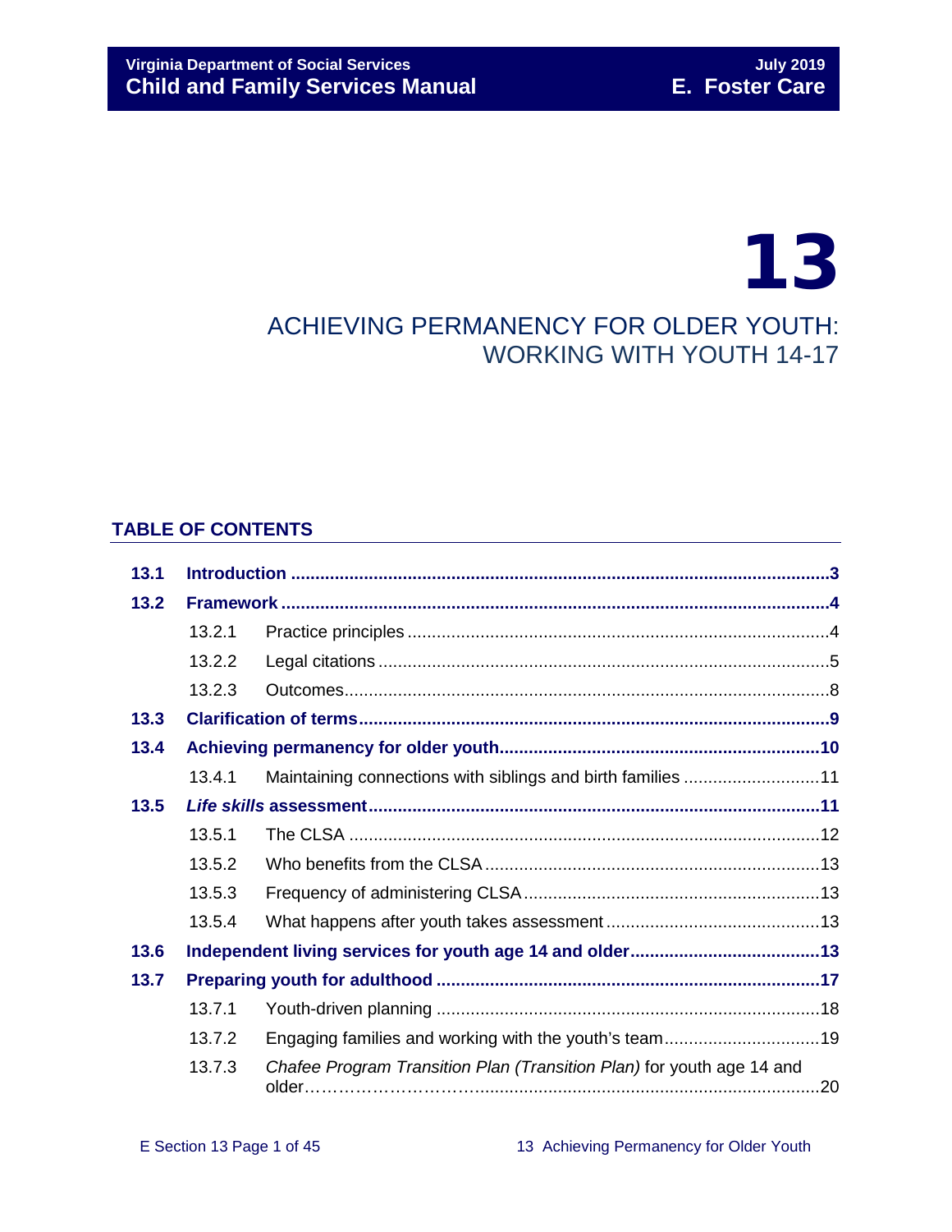# 13

## ACHIEVING PERMANENCY FOR OLDER YOUTH: WORKING WITH YOUTH 14-17

### TABLE OF CONTENTS

| | | | |
|---|---|---|---|
| **13.1** | **Introduction** | | **3** |
| **13.2** | **Framework** | | **4** |
| | 13.2.1 | Practice principles | 4 |
| | 13.2.2 | Legal citations | 5 |
| | 13.2.3 | Outcomes | 8 |
| **13.3** | **Clarification of terms** | | **9** |
| **13.4** | **Achieving permanency for older youth** | | **10** |
| | 13.4.1 | Maintaining connections with siblings and birth families | 11 |
| **13.5** | ***Life skills* assessment** | | **11** |
| | 13.5.1 | The CLSA | 12 |
| | 13.5.2 | Who benefits from the CLSA | 13 |
| | 13.5.3 | Frequency of administering CLSA | 13 |
| | 13.5.4 | What happens after youth takes assessment | 13 |
| **13.6** | **Independent living services for youth age 14 and older** | | **13** |
| **13.7** | **Preparing youth for adulthood** | | **17** |
| | 13.7.1 | Youth-driven planning | 18 |
| | 13.7.2 | Engaging families and working with the youth's team | 19 |
| | 13.7.3 | *Chafee Program Transition Plan (Transition Plan)* for youth age 14 and older | 20 |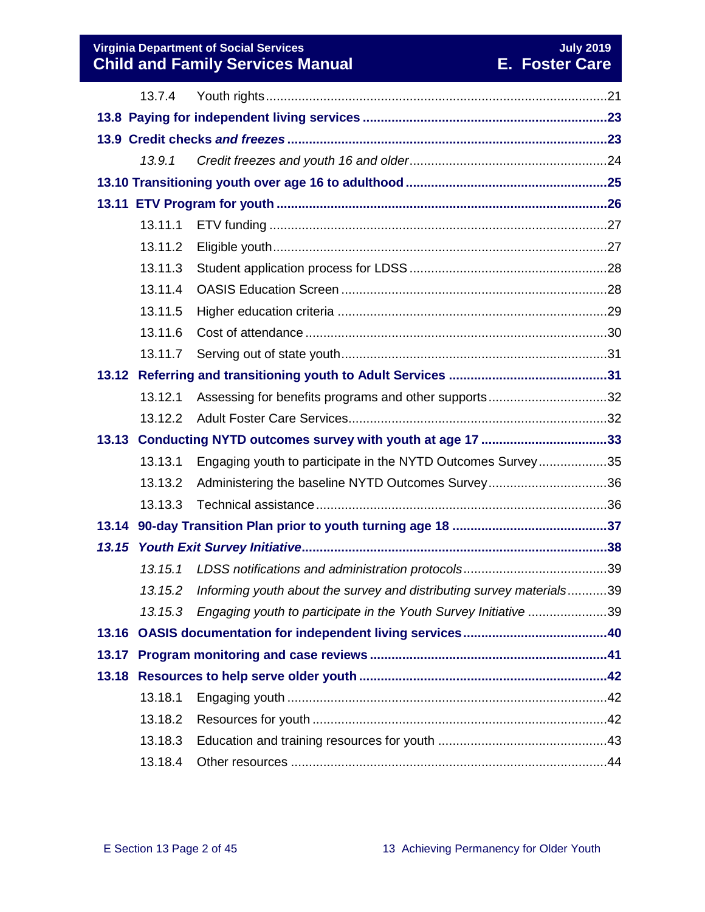13.7.4 Youth rights .....21

**13.8 Paying for independent living services .....23**

**13.9 Credit checks *and freezes* .....23**

*13.9.1 Credit freezes and youth 16 and older .....24*

**13.10 Transitioning youth over age 16 to adulthood .....25**

**13.11 ETV Program for youth .....26**

13.11.1 ETV funding .....27

13.11.2 Eligible youth .....27

13.11.3 Student application process for LDSS .....28

13.11.4 OASIS Education Screen .....28

13.11.5 Higher education criteria .....29

13.11.6 Cost of attendance .....30

13.11.7 Serving out of state youth .....31

**13.12 Referring and transitioning youth to Adult Services .....31**

13.12.1 Assessing for benefits programs and other supports .....32

13.12.2 Adult Foster Care Services .....32

**13.13 Conducting NYTD outcomes survey with youth at age 17 .....33**

13.13.1 Engaging youth to participate in the NYTD Outcomes Survey .....35

13.13.2 Administering the baseline NYTD Outcomes Survey .....36

13.13.3 Technical assistance .....36

**13.14 90-day Transition Plan prior to youth turning age 18 .....37**

***13.15 Youth Exit Survey Initiative .....38***

*13.15.1 LDSS notifications and administration protocols .....39*

*13.15.2 Informing youth about the survey and distributing survey materials .....39*

*13.15.3 Engaging youth to participate in the Youth Survey Initiative .....39*

**13.16 OASIS documentation for independent living services .....40**

**13.17 Program monitoring and case reviews .....41**

**13.18 Resources to help serve older youth .....42**

13.18.1 Engaging youth .....42

13.18.2 Resources for youth .....42

13.18.3 Education and training resources for youth .....43

13.18.4 Other resources .....44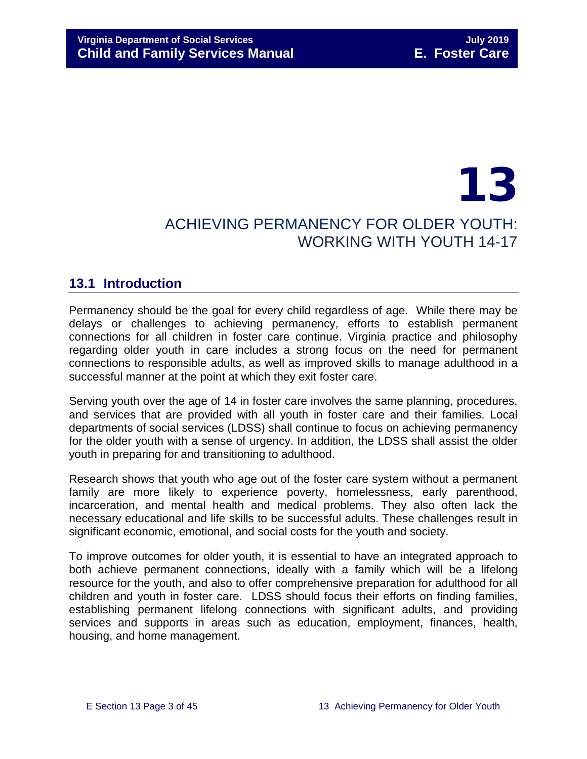# 13

# ACHIEVING PERMANENCY FOR OLDER YOUTH: WORKING WITH YOUTH 14-17

## 13.1 Introduction

Permanency should be the goal for every child regardless of age. While there may be delays or challenges to achieving permanency, efforts to establish permanent connections for all children in foster care continue. Virginia practice and philosophy regarding older youth in care includes a strong focus on the need for permanent connections to responsible adults, as well as improved skills to manage adulthood in a successful manner at the point at which they exit foster care.

Serving youth over the age of 14 in foster care involves the same planning, procedures, and services that are provided with all youth in foster care and their families. Local departments of social services (LDSS) shall continue to focus on achieving permanency for the older youth with a sense of urgency. In addition, the LDSS shall assist the older youth in preparing for and transitioning to adulthood.

Research shows that youth who age out of the foster care system without a permanent family are more likely to experience poverty, homelessness, early parenthood, incarceration, and mental health and medical problems. They also often lack the necessary educational and life skills to be successful adults. These challenges result in significant economic, emotional, and social costs for the youth and society.

To improve outcomes for older youth, it is essential to have an integrated approach to both achieve permanent connections, ideally with a family which will be a lifelong resource for the youth, and also to offer comprehensive preparation for adulthood for all children and youth in foster care. LDSS should focus their efforts on finding families, establishing permanent lifelong connections with significant adults, and providing services and supports in areas such as education, employment, finances, health, housing, and home management.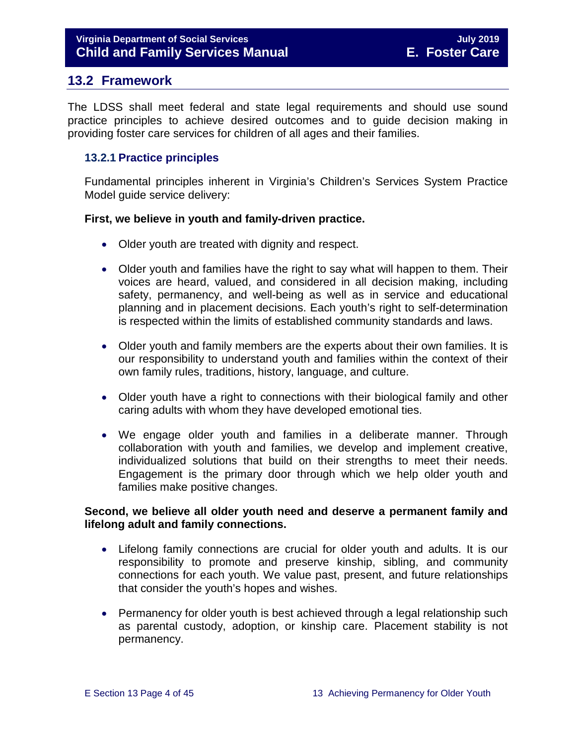## 13.2 Framework

The LDSS shall meet federal and state legal requirements and should use sound practice principles to achieve desired outcomes and to guide decision making in providing foster care services for children of all ages and their families.

### 13.2.1 Practice principles

Fundamental principles inherent in Virginia's Children's Services System Practice Model guide service delivery:

**First, we believe in youth and family-driven practice.**

- Older youth are treated with dignity and respect.
- Older youth and families have the right to say what will happen to them. Their voices are heard, valued, and considered in all decision making, including safety, permanency, and well-being as well as in service and educational planning and in placement decisions. Each youth's right to self-determination is respected within the limits of established community standards and laws.
- Older youth and family members are the experts about their own families. It is our responsibility to understand youth and families within the context of their own family rules, traditions, history, language, and culture.
- Older youth have a right to connections with their biological family and other caring adults with whom they have developed emotional ties.
- We engage older youth and families in a deliberate manner. Through collaboration with youth and families, we develop and implement creative, individualized solutions that build on their strengths to meet their needs. Engagement is the primary door through which we help older youth and families make positive changes.

**Second, we believe all older youth need and deserve a permanent family and lifelong adult and family connections.**

- Lifelong family connections are crucial for older youth and adults. It is our responsibility to promote and preserve kinship, sibling, and community connections for each youth. We value past, present, and future relationships that consider the youth's hopes and wishes.
- Permanency for older youth is best achieved through a legal relationship such as parental custody, adoption, or kinship care. Placement stability is not permanency.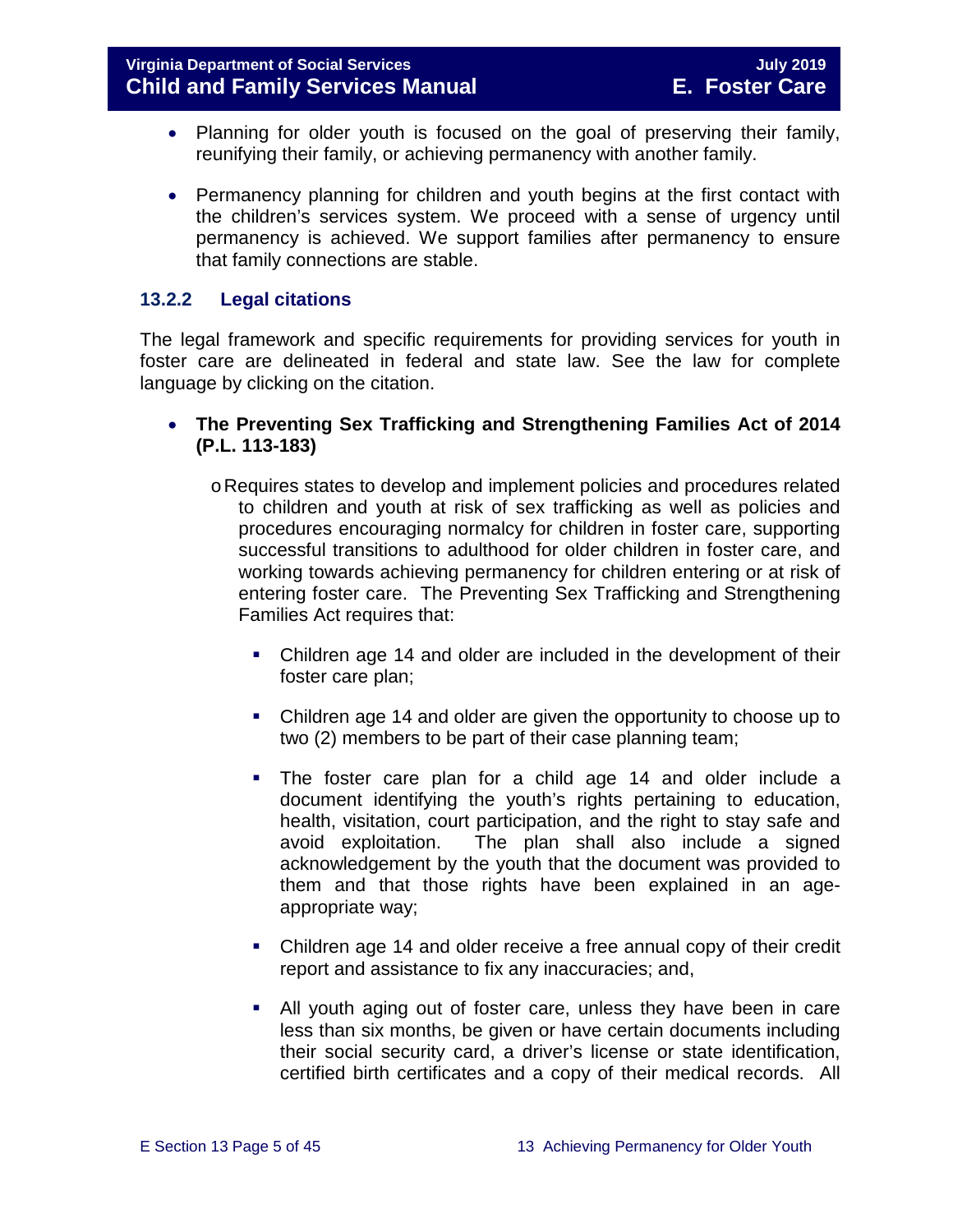- Planning for older youth is focused on the goal of preserving their family, reunifying their family, or achieving permanency with another family.

- Permanency planning for children and youth begins at the first contact with the children's services system. We proceed with a sense of urgency until permanency is achieved. We support families after permanency to ensure that family connections are stable.

### 13.2.2 Legal citations

The legal framework and specific requirements for providing services for youth in foster care are delineated in federal and state law. See the law for complete language by clicking on the citation.

- **The Preventing Sex Trafficking and Strengthening Families Act of 2014 (P.L. 113-183)**

  - Requires states to develop and implement policies and procedures related to children and youth at risk of sex trafficking as well as policies and procedures encouraging normalcy for children in foster care, supporting successful transitions to adulthood for older children in foster care, and working towards achieving permanency for children entering or at risk of entering foster care. The Preventing Sex Trafficking and Strengthening Families Act requires that:

    - Children age 14 and older are included in the development of their foster care plan;

    - Children age 14 and older are given the opportunity to choose up to two (2) members to be part of their case planning team;

    - The foster care plan for a child age 14 and older include a document identifying the youth's rights pertaining to education, health, visitation, court participation, and the right to stay safe and avoid exploitation. The plan shall also include a signed acknowledgement by the youth that the document was provided to them and that those rights have been explained in an age-appropriate way;

    - Children age 14 and older receive a free annual copy of their credit report and assistance to fix any inaccuracies; and,

    - All youth aging out of foster care, unless they have been in care less than six months, be given or have certain documents including their social security card, a driver's license or state identification, certified birth certificates and a copy of their medical records. All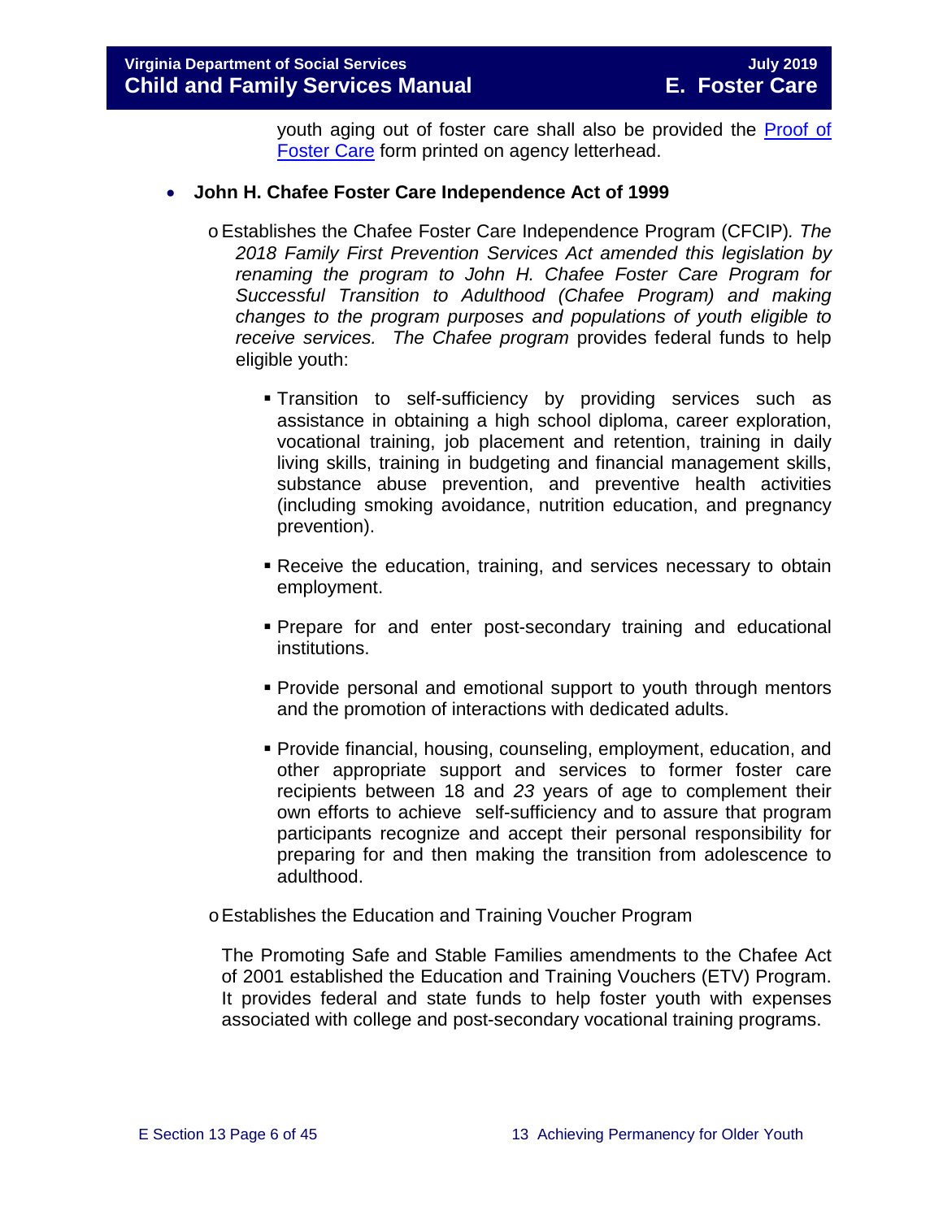youth aging out of foster care shall also be provided the [Proof of Foster Care] form printed on agency letterhead.

- **John H. Chafee Foster Care Independence Act of 1999**
  - Establishes the Chafee Foster Care Independence Program (CFCIP)*. The 2018 Family First Prevention Services Act amended this legislation by renaming the program to John H. Chafee Foster Care Program for Successful Transition to Adulthood (Chafee Program) and making changes to the program purposes and populations of youth eligible to receive services. The Chafee program* provides federal funds to help eligible youth:
    - Transition to self-sufficiency by providing services such as assistance in obtaining a high school diploma, career exploration, vocational training, job placement and retention, training in daily living skills, training in budgeting and financial management skills, substance abuse prevention, and preventive health activities (including smoking avoidance, nutrition education, and pregnancy prevention).
    - Receive the education, training, and services necessary to obtain employment.
    - Prepare for and enter post-secondary training and educational institutions.
    - Provide personal and emotional support to youth through mentors and the promotion of interactions with dedicated adults.
    - Provide financial, housing, counseling, employment, education, and other appropriate support and services to former foster care recipients between 18 and *23* years of age to complement their own efforts to achieve self-sufficiency and to assure that program participants recognize and accept their personal responsibility for preparing for and then making the transition from adolescence to adulthood.
  - Establishes the Education and Training Voucher Program

  The Promoting Safe and Stable Families amendments to the Chafee Act of 2001 established the Education and Training Vouchers (ETV) Program. It provides federal and state funds to help foster youth with expenses associated with college and post-secondary vocational training programs.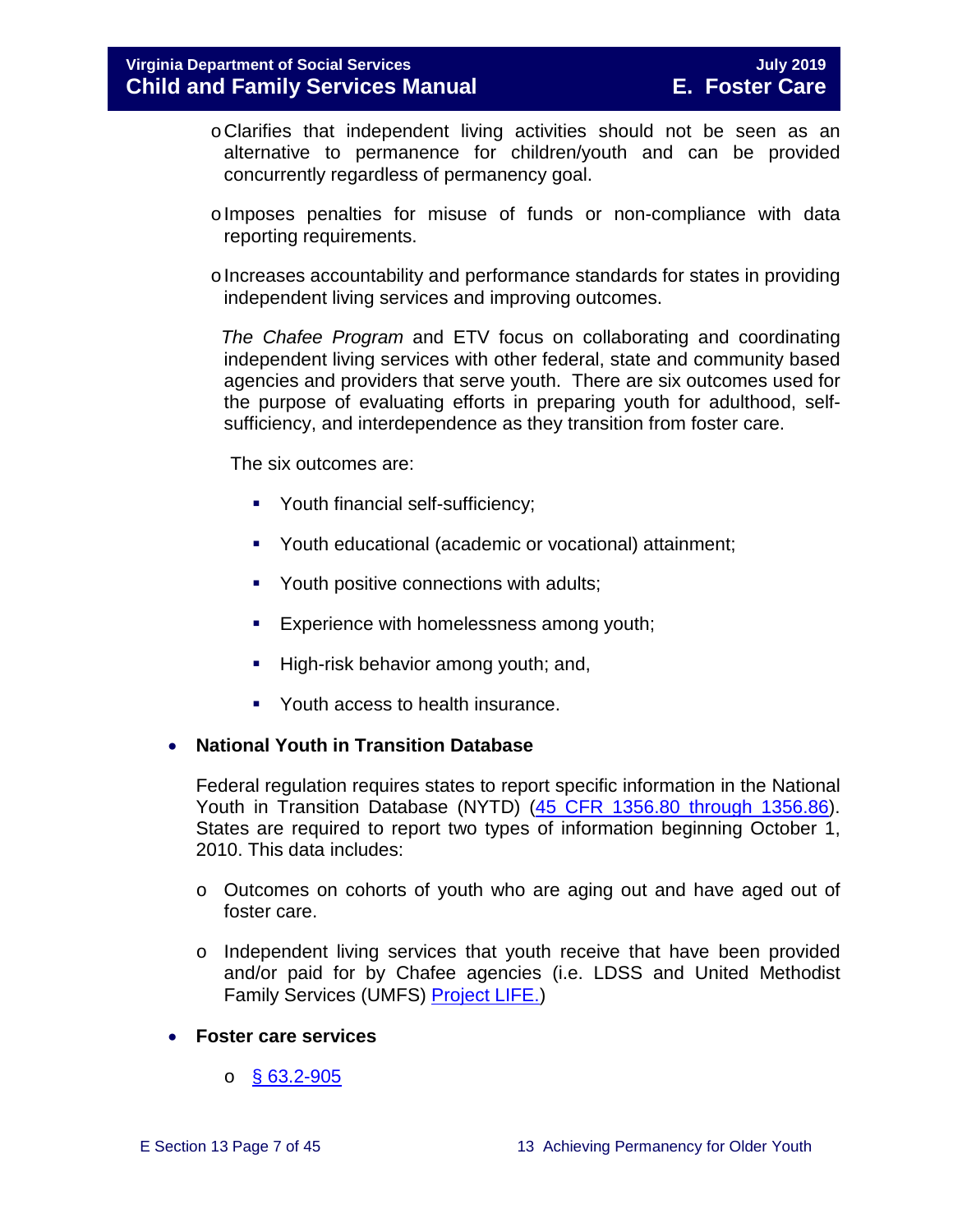- Clarifies that independent living activities should not be seen as an alternative to permanence for children/youth and can be provided concurrently regardless of permanency goal.

  - Imposes penalties for misuse of funds or non-compliance with data reporting requirements.

  - Increases accountability and performance standards for states in providing independent living services and improving outcomes.

  *The Chafee Program* and ETV focus on collaborating and coordinating independent living services with other federal, state and community based agencies and providers that serve youth. There are six outcomes used for the purpose of evaluating efforts in preparing youth for adulthood, self-sufficiency, and interdependence as they transition from foster care.

  The six outcomes are:

    - Youth financial self-sufficiency;
    - Youth educational (academic or vocational) attainment;
    - Youth positive connections with adults;
    - Experience with homelessness among youth;
    - High-risk behavior among youth; and,
    - Youth access to health insurance.

- **National Youth in Transition Database**

  Federal regulation requires states to report specific information in the National Youth in Transition Database (NYTD) ([45 CFR 1356.80 through 1356.86](45 CFR 1356.80 through 1356.86)). States are required to report two types of information beginning October 1, 2010. This data includes:

  - Outcomes on cohorts of youth who are aging out and have aged out of foster care.

  - Independent living services that youth receive that have been provided and/or paid for by Chafee agencies (i.e. LDSS and United Methodist Family Services (UMFS) [Project LIFE.](Project LIFE.))

- **Foster care services**

  - [§ 63.2-905](§ 63.2-905)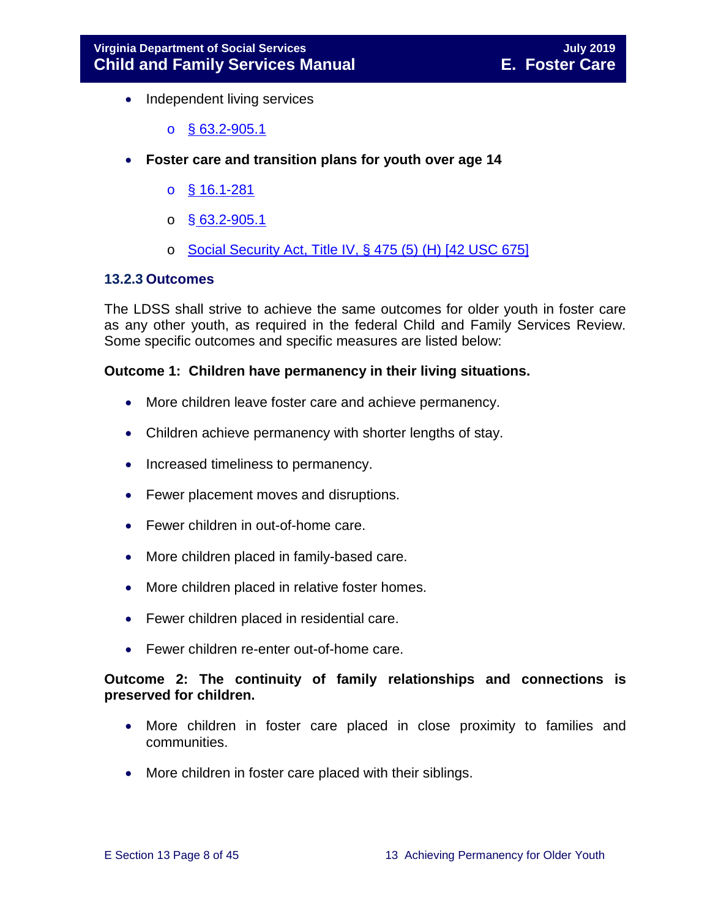- Independent living services
    - [§ 63.2-905.1](#)
- **Foster care and transition plans for youth over age 14**
    - [§ 16.1-281](#)
    - [§ 63.2-905.1](#)
    - [Social Security Act, Title IV, § 475 (5) (H) [42 USC 675]](#)

### 13.2.3 Outcomes

The LDSS shall strive to achieve the same outcomes for older youth in foster care as any other youth, as required in the federal Child and Family Services Review. Some specific outcomes and specific measures are listed below:

**Outcome 1: Children have permanency in their living situations.**

- More children leave foster care and achieve permanency.
- Children achieve permanency with shorter lengths of stay.
- Increased timeliness to permanency.
- Fewer placement moves and disruptions.
- Fewer children in out-of-home care.
- More children placed in family-based care.
- More children placed in relative foster homes.
- Fewer children placed in residential care.
- Fewer children re-enter out-of-home care.

**Outcome 2: The continuity of family relationships and connections is preserved for children.**

- More children in foster care placed in close proximity to families and communities.
- More children in foster care placed with their siblings.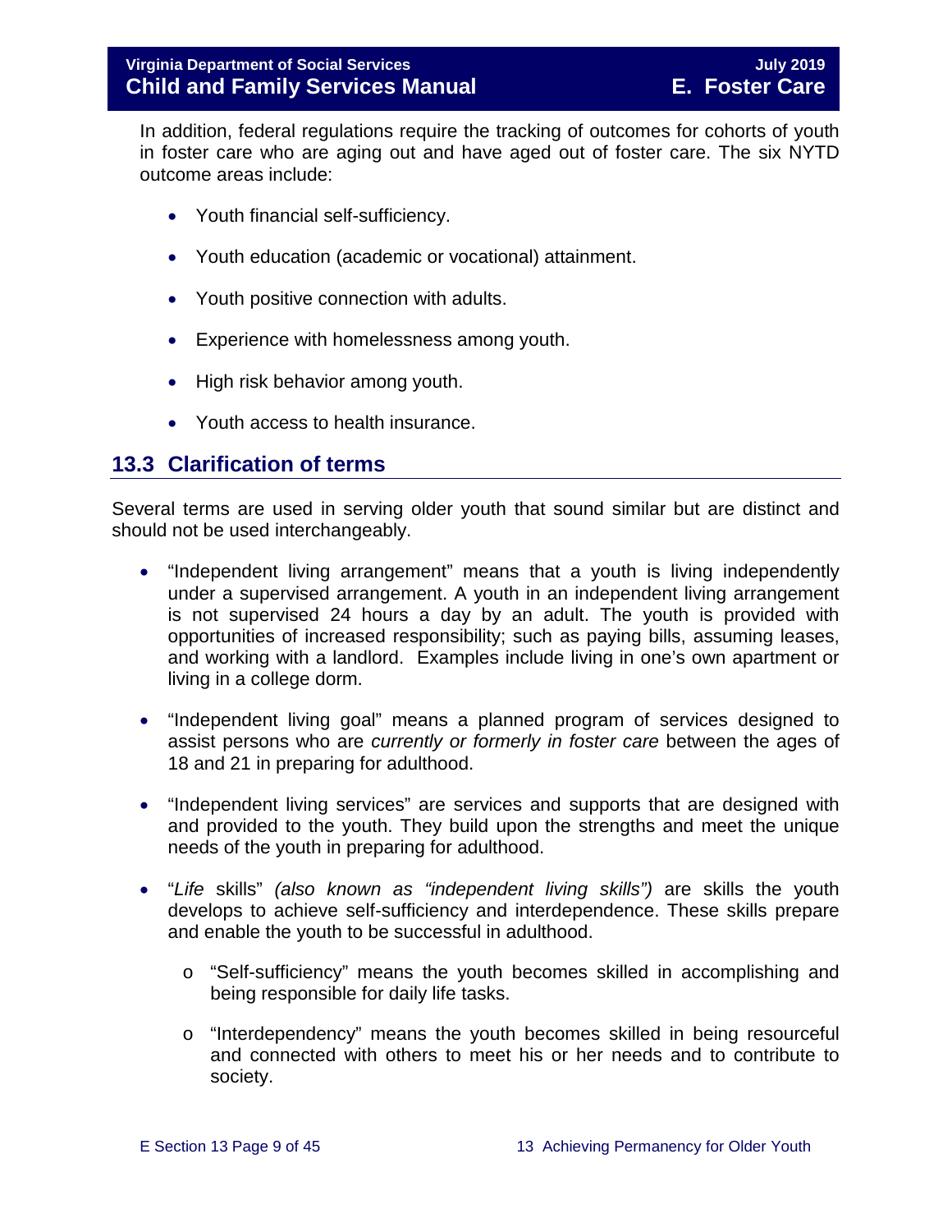In addition, federal regulations require the tracking of outcomes for cohorts of youth in foster care who are aging out and have aged out of foster care. The six NYTD outcome areas include:

- Youth financial self-sufficiency.
- Youth education (academic or vocational) attainment.
- Youth positive connection with adults.
- Experience with homelessness among youth.
- High risk behavior among youth.
- Youth access to health insurance.

## 13.3 Clarification of terms

Several terms are used in serving older youth that sound similar but are distinct and should not be used interchangeably.

- "Independent living arrangement" means that a youth is living independently under a supervised arrangement. A youth in an independent living arrangement is not supervised 24 hours a day by an adult. The youth is provided with opportunities of increased responsibility; such as paying bills, assuming leases, and working with a landlord. Examples include living in one's own apartment or living in a college dorm.
- "Independent living goal" means a planned program of services designed to assist persons who are *currently or formerly in foster care* between the ages of 18 and 21 in preparing for adulthood.
- "Independent living services" are services and supports that are designed with and provided to the youth. They build upon the strengths and meet the unique needs of the youth in preparing for adulthood.
- "*Life* skills" *(also known as "independent living skills")* are skills the youth develops to achieve self-sufficiency and interdependence. These skills prepare and enable the youth to be successful in adulthood.
  - "Self-sufficiency" means the youth becomes skilled in accomplishing and being responsible for daily life tasks.
  - "Interdependency" means the youth becomes skilled in being resourceful and connected with others to meet his or her needs and to contribute to society.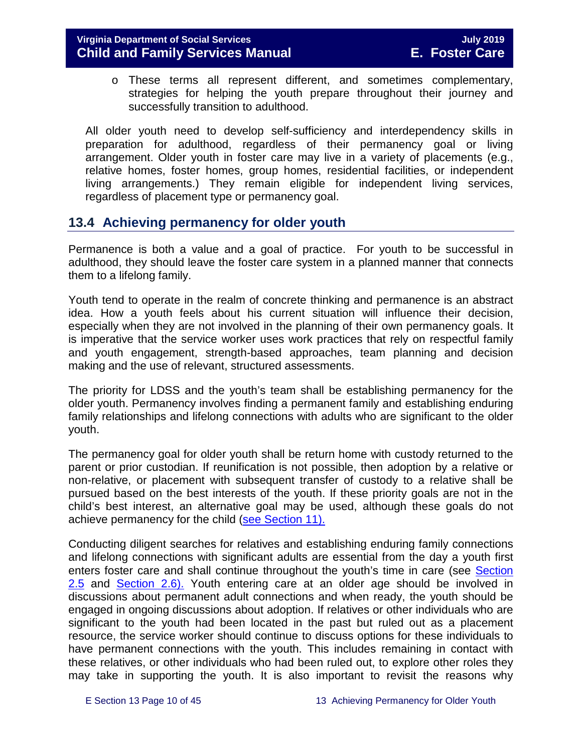- These terms all represent different, and sometimes complementary, strategies for helping the youth prepare throughout their journey and successfully transition to adulthood.

All older youth need to develop self-sufficiency and interdependency skills in preparation for adulthood, regardless of their permanency goal or living arrangement. Older youth in foster care may live in a variety of placements (e.g., relative homes, foster homes, group homes, residential facilities, or independent living arrangements.) They remain eligible for independent living services, regardless of placement type or permanency goal.

## 13.4 Achieving permanency for older youth

Permanence is both a value and a goal of practice. For youth to be successful in adulthood, they should leave the foster care system in a planned manner that connects them to a lifelong family.

Youth tend to operate in the realm of concrete thinking and permanence is an abstract idea. How a youth feels about his current situation will influence their decision, especially when they are not involved in the planning of their own permanency goals. It is imperative that the service worker uses work practices that rely on respectful family and youth engagement, strength-based approaches, team planning and decision making and the use of relevant, structured assessments.

The priority for LDSS and the youth's team shall be establishing permanency for the older youth. Permanency involves finding a permanent family and establishing enduring family relationships and lifelong connections with adults who are significant to the older youth.

The permanency goal for older youth shall be return home with custody returned to the parent or prior custodian. If reunification is not possible, then adoption by a relative or non-relative, or placement with subsequent transfer of custody to a relative shall be pursued based on the best interests of the youth. If these priority goals are not in the child's best interest, an alternative goal may be used, although these goals do not achieve permanency for the child (see Section 11).

Conducting diligent searches for relatives and establishing enduring family connections and lifelong connections with significant adults are essential from the day a youth first enters foster care and shall continue throughout the youth's time in care (see Section 2.5 and Section 2.6). Youth entering care at an older age should be involved in discussions about permanent adult connections and when ready, the youth should be engaged in ongoing discussions about adoption. If relatives or other individuals who are significant to the youth had been located in the past but ruled out as a placement resource, the service worker should continue to discuss options for these individuals to have permanent connections with the youth. This includes remaining in contact with these relatives, or other individuals who had been ruled out, to explore other roles they may take in supporting the youth. It is also important to revisit the reasons why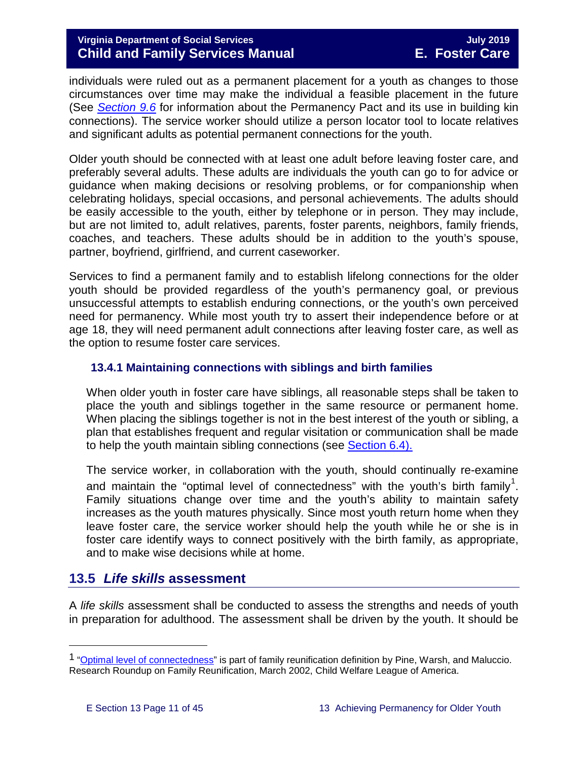individuals were ruled out as a permanent placement for a youth as changes to those circumstances over time may make the individual a feasible placement in the future (See *Section 9.6* for information about the Permanency Pact and its use in building kin connections). The service worker should utilize a person locator tool to locate relatives and significant adults as potential permanent connections for the youth.

Older youth should be connected with at least one adult before leaving foster care, and preferably several adults. These adults are individuals the youth can go to for advice or guidance when making decisions or resolving problems, or for companionship when celebrating holidays, special occasions, and personal achievements. The adults should be easily accessible to the youth, either by telephone or in person. They may include, but are not limited to, adult relatives, parents, foster parents, neighbors, family friends, coaches, and teachers. These adults should be in addition to the youth's spouse, partner, boyfriend, girlfriend, and current caseworker.

Services to find a permanent family and to establish lifelong connections for the older youth should be provided regardless of the youth's permanency goal, or previous unsuccessful attempts to establish enduring connections, or the youth's own perceived need for permanency. While most youth try to assert their independence before or at age 18, they will need permanent adult connections after leaving foster care, as well as the option to resume foster care services.

### 13.4.1 Maintaining connections with siblings and birth families

When older youth in foster care have siblings, all reasonable steps shall be taken to place the youth and siblings together in the same resource or permanent home. When placing the siblings together is not in the best interest of the youth or sibling, a plan that establishes frequent and regular visitation or communication shall be made to help the youth maintain sibling connections (see Section 6.4).

The service worker, in collaboration with the youth, should continually re-examine and maintain the "optimal level of connectedness" with the youth's birth family[1]. Family situations change over time and the youth's ability to maintain safety increases as the youth matures physically. Since most youth return home when they leave foster care, the service worker should help the youth while he or she is in foster care identify ways to connect positively with the birth family, as appropriate, and to make wise decisions while at home.

## 13.5 *Life skills* assessment

A *life skills* assessment shall be conducted to assess the strengths and needs of youth in preparation for adulthood. The assessment shall be driven by the youth. It should be

[1] "Optimal level of connectedness" is part of family reunification definition by Pine, Warsh, and Maluccio. Research Roundup on Family Reunification, March 2002, Child Welfare League of America.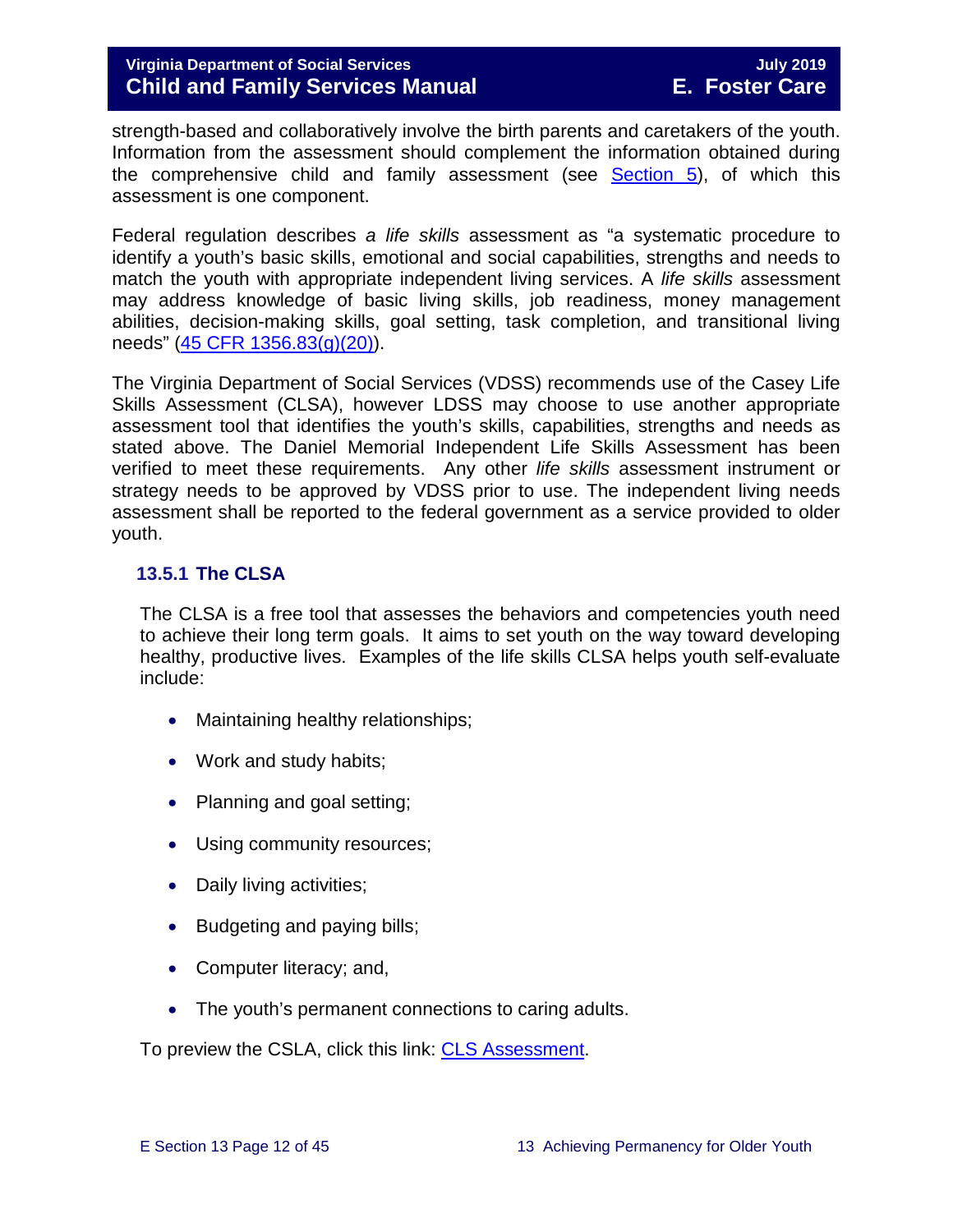strength-based and collaboratively involve the birth parents and caretakers of the youth. Information from the assessment should complement the information obtained during the comprehensive child and family assessment (see [Section 5](#)), of which this assessment is one component.

Federal regulation describes *a life skills* assessment as "a systematic procedure to identify a youth's basic skills, emotional and social capabilities, strengths and needs to match the youth with appropriate independent living services. A *life skills* assessment may address knowledge of basic living skills, job readiness, money management abilities, decision-making skills, goal setting, task completion, and transitional living needs" ([45 CFR 1356.83(g)(20)](#)).

The Virginia Department of Social Services (VDSS) recommends use of the Casey Life Skills Assessment (CLSA), however LDSS may choose to use another appropriate assessment tool that identifies the youth's skills, capabilities, strengths and needs as stated above. The Daniel Memorial Independent Life Skills Assessment has been verified to meet these requirements. Any other *life skills* assessment instrument or strategy needs to be approved by VDSS prior to use. The independent living needs assessment shall be reported to the federal government as a service provided to older youth.

### 13.5.1 The CLSA

The CLSA is a free tool that assesses the behaviors and competencies youth need to achieve their long term goals. It aims to set youth on the way toward developing healthy, productive lives. Examples of the life skills CLSA helps youth self-evaluate include:

- Maintaining healthy relationships;
- Work and study habits;
- Planning and goal setting;
- Using community resources;
- Daily living activities;
- Budgeting and paying bills;
- Computer literacy; and,
- The youth's permanent connections to caring adults.

To preview the CSLA, click this link: [CLS Assessment](#).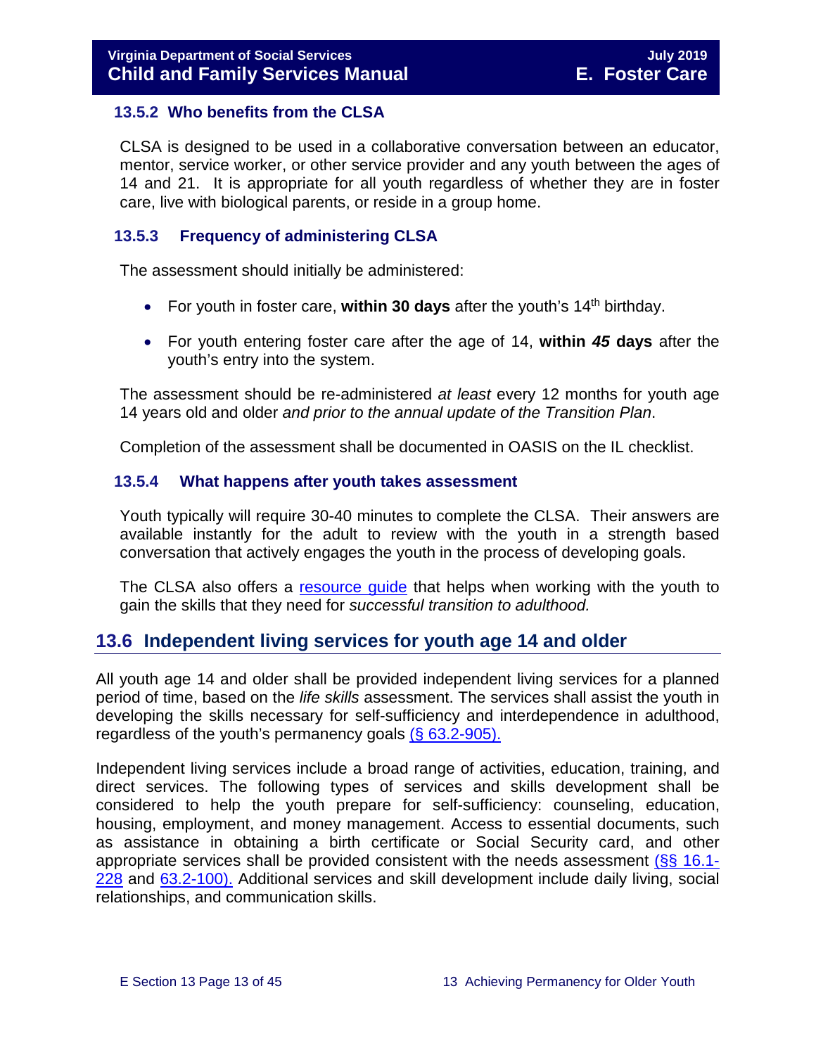### 13.5.2 Who benefits from the CLSA

CLSA is designed to be used in a collaborative conversation between an educator, mentor, service worker, or other service provider and any youth between the ages of 14 and 21. It is appropriate for all youth regardless of whether they are in foster care, live with biological parents, or reside in a group home.

### 13.5.3 Frequency of administering CLSA

The assessment should initially be administered:

- For youth in foster care, **within 30 days** after the youth's 14th birthday.
- For youth entering foster care after the age of 14, **within *45* days** after the youth's entry into the system.

The assessment should be re-administered *at least* every 12 months for youth age 14 years old and older *and prior to the annual update of the Transition Plan*.

Completion of the assessment shall be documented in OASIS on the IL checklist.

### 13.5.4 What happens after youth takes assessment

Youth typically will require 30-40 minutes to complete the CLSA. Their answers are available instantly for the adult to review with the youth in a strength based conversation that actively engages the youth in the process of developing goals.

The CLSA also offers a resource guide that helps when working with the youth to gain the skills that they need for *successful transition to adulthood.*

## 13.6 Independent living services for youth age 14 and older

All youth age 14 and older shall be provided independent living services for a planned period of time, based on the *life skills* assessment. The services shall assist the youth in developing the skills necessary for self-sufficiency and interdependence in adulthood, regardless of the youth's permanency goals (§ 63.2-905).

Independent living services include a broad range of activities, education, training, and direct services. The following types of services and skills development shall be considered to help the youth prepare for self-sufficiency: counseling, education, housing, employment, and money management. Access to essential documents, such as assistance in obtaining a birth certificate or Social Security card, and other appropriate services shall be provided consistent with the needs assessment (§§ 16.1-228 and 63.2-100). Additional services and skill development include daily living, social relationships, and communication skills.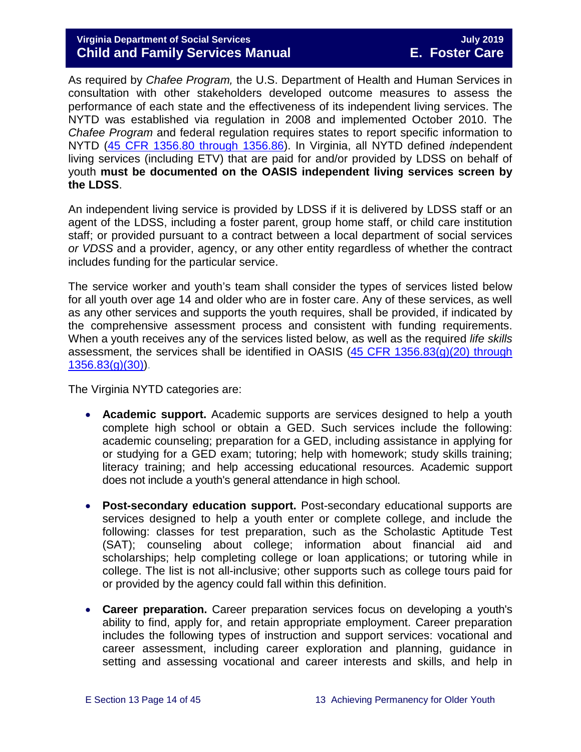As required by *Chafee Program,* the U.S. Department of Health and Human Services in consultation with other stakeholders developed outcome measures to assess the performance of each state and the effectiveness of its independent living services. The NYTD was established via regulation in 2008 and implemented October 2010. The *Chafee Program* and federal regulation requires states to report specific information to NYTD ([45 CFR 1356.80 through 1356.86](#)). In Virginia, all NYTD defined *i*ndependent living services (including ETV) that are paid for and/or provided by LDSS on behalf of youth **must be documented on the OASIS independent living services screen by the LDSS**.

An independent living service is provided by LDSS if it is delivered by LDSS staff or an agent of the LDSS, including a foster parent, group home staff, or child care institution staff; or provided pursuant to a contract between a local department of social services *or VDSS* and a provider, agency, or any other entity regardless of whether the contract includes funding for the particular service.

The service worker and youth's team shall consider the types of services listed below for all youth over age 14 and older who are in foster care. Any of these services, as well as any other services and supports the youth requires, shall be provided, if indicated by the comprehensive assessment process and consistent with funding requirements. When a youth receives any of the services listed below, as well as the required *life skills* assessment, the services shall be identified in OASIS ([45 CFR 1356.83(g)(20) through 1356.83(g)(30)](#)).

The Virginia NYTD categories are:

- **Academic support.** Academic supports are services designed to help a youth complete high school or obtain a GED. Such services include the following: academic counseling; preparation for a GED, including assistance in applying for or studying for a GED exam; tutoring; help with homework; study skills training; literacy training; and help accessing educational resources. Academic support does not include a youth's general attendance in high school.
- **Post-secondary education support.** Post-secondary educational supports are services designed to help a youth enter or complete college, and include the following: classes for test preparation, such as the Scholastic Aptitude Test (SAT); counseling about college; information about financial aid and scholarships; help completing college or loan applications; or tutoring while in college. The list is not all-inclusive; other supports such as college tours paid for or provided by the agency could fall within this definition.
- **Career preparation.** Career preparation services focus on developing a youth's ability to find, apply for, and retain appropriate employment. Career preparation includes the following types of instruction and support services: vocational and career assessment, including career exploration and planning, guidance in setting and assessing vocational and career interests and skills, and help in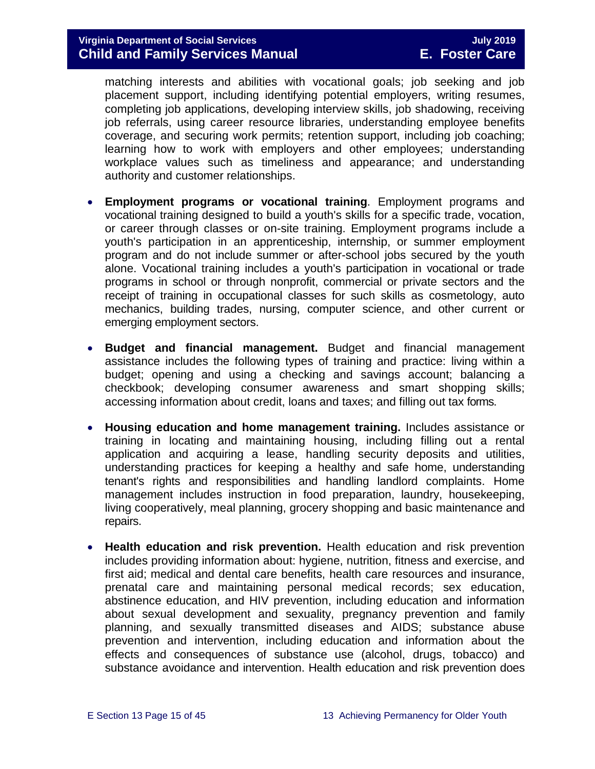matching interests and abilities with vocational goals; job seeking and job placement support, including identifying potential employers, writing resumes, completing job applications, developing interview skills, job shadowing, receiving job referrals, using career resource libraries, understanding employee benefits coverage, and securing work permits; retention support, including job coaching; learning how to work with employers and other employees; understanding workplace values such as timeliness and appearance; and understanding authority and customer relationships.

- **Employment programs or vocational training**. Employment programs and vocational training designed to build a youth's skills for a specific trade, vocation, or career through classes or on-site training. Employment programs include a youth's participation in an apprenticeship, internship, or summer employment program and do not include summer or after-school jobs secured by the youth alone. Vocational training includes a youth's participation in vocational or trade programs in school or through nonprofit, commercial or private sectors and the receipt of training in occupational classes for such skills as cosmetology, auto mechanics, building trades, nursing, computer science, and other current or emerging employment sectors.

- **Budget and financial management.** Budget and financial management assistance includes the following types of training and practice: living within a budget; opening and using a checking and savings account; balancing a checkbook; developing consumer awareness and smart shopping skills; accessing information about credit, loans and taxes; and filling out tax forms.

- **Housing education and home management training.** Includes assistance or training in locating and maintaining housing, including filling out a rental application and acquiring a lease, handling security deposits and utilities, understanding practices for keeping a healthy and safe home, understanding tenant's rights and responsibilities and handling landlord complaints. Home management includes instruction in food preparation, laundry, housekeeping, living cooperatively, meal planning, grocery shopping and basic maintenance and repairs.

- **Health education and risk prevention.** Health education and risk prevention includes providing information about: hygiene, nutrition, fitness and exercise, and first aid; medical and dental care benefits, health care resources and insurance, prenatal care and maintaining personal medical records; sex education, abstinence education, and HIV prevention, including education and information about sexual development and sexuality, pregnancy prevention and family planning, and sexually transmitted diseases and AIDS; substance abuse prevention and intervention, including education and information about the effects and consequences of substance use (alcohol, drugs, tobacco) and substance avoidance and intervention. Health education and risk prevention does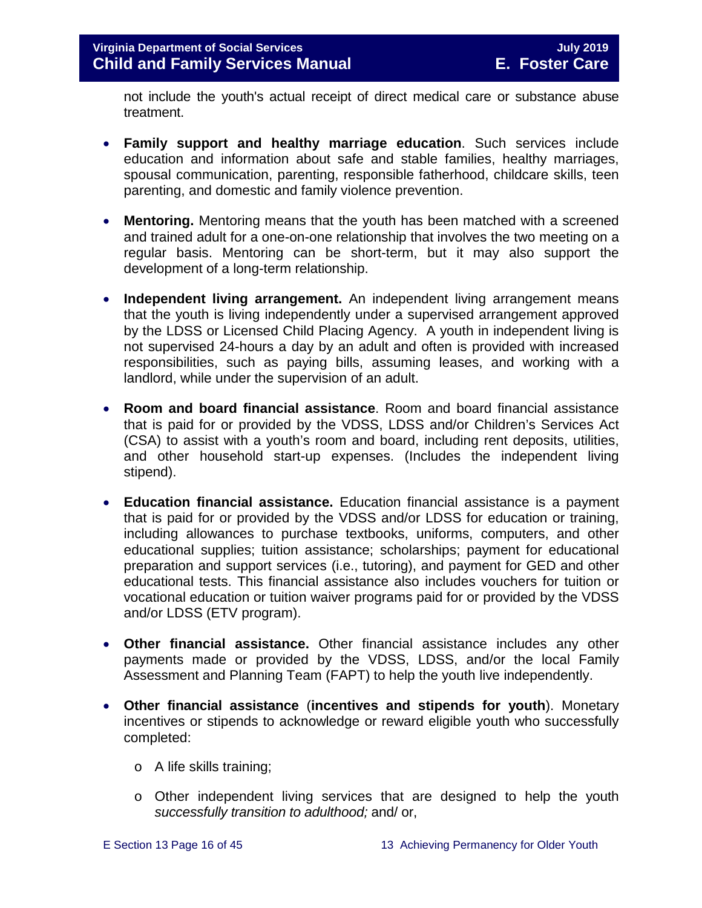not include the youth's actual receipt of direct medical care or substance abuse treatment.

- **Family support and healthy marriage education**. Such services include education and information about safe and stable families, healthy marriages, spousal communication, parenting, responsible fatherhood, childcare skills, teen parenting, and domestic and family violence prevention.

- **Mentoring.** Mentoring means that the youth has been matched with a screened and trained adult for a one-on-one relationship that involves the two meeting on a regular basis. Mentoring can be short-term, but it may also support the development of a long-term relationship.

- **Independent living arrangement.** An independent living arrangement means that the youth is living independently under a supervised arrangement approved by the LDSS or Licensed Child Placing Agency. A youth in independent living is not supervised 24-hours a day by an adult and often is provided with increased responsibilities, such as paying bills, assuming leases, and working with a landlord, while under the supervision of an adult.

- **Room and board financial assistance**. Room and board financial assistance that is paid for or provided by the VDSS, LDSS and/or Children's Services Act (CSA) to assist with a youth's room and board, including rent deposits, utilities, and other household start-up expenses. (Includes the independent living stipend).

- **Education financial assistance.** Education financial assistance is a payment that is paid for or provided by the VDSS and/or LDSS for education or training, including allowances to purchase textbooks, uniforms, computers, and other educational supplies; tuition assistance; scholarships; payment for educational preparation and support services (i.e., tutoring), and payment for GED and other educational tests. This financial assistance also includes vouchers for tuition or vocational education or tuition waiver programs paid for or provided by the VDSS and/or LDSS (ETV program).

- **Other financial assistance.** Other financial assistance includes any other payments made or provided by the VDSS, LDSS, and/or the local Family Assessment and Planning Team (FAPT) to help the youth live independently.

- **Other financial assistance** (**incentives and stipends for youth**). Monetary incentives or stipends to acknowledge or reward eligible youth who successfully completed:

    - A life skills training;

    - Other independent living services that are designed to help the youth *successfully transition to adulthood;* and/ or,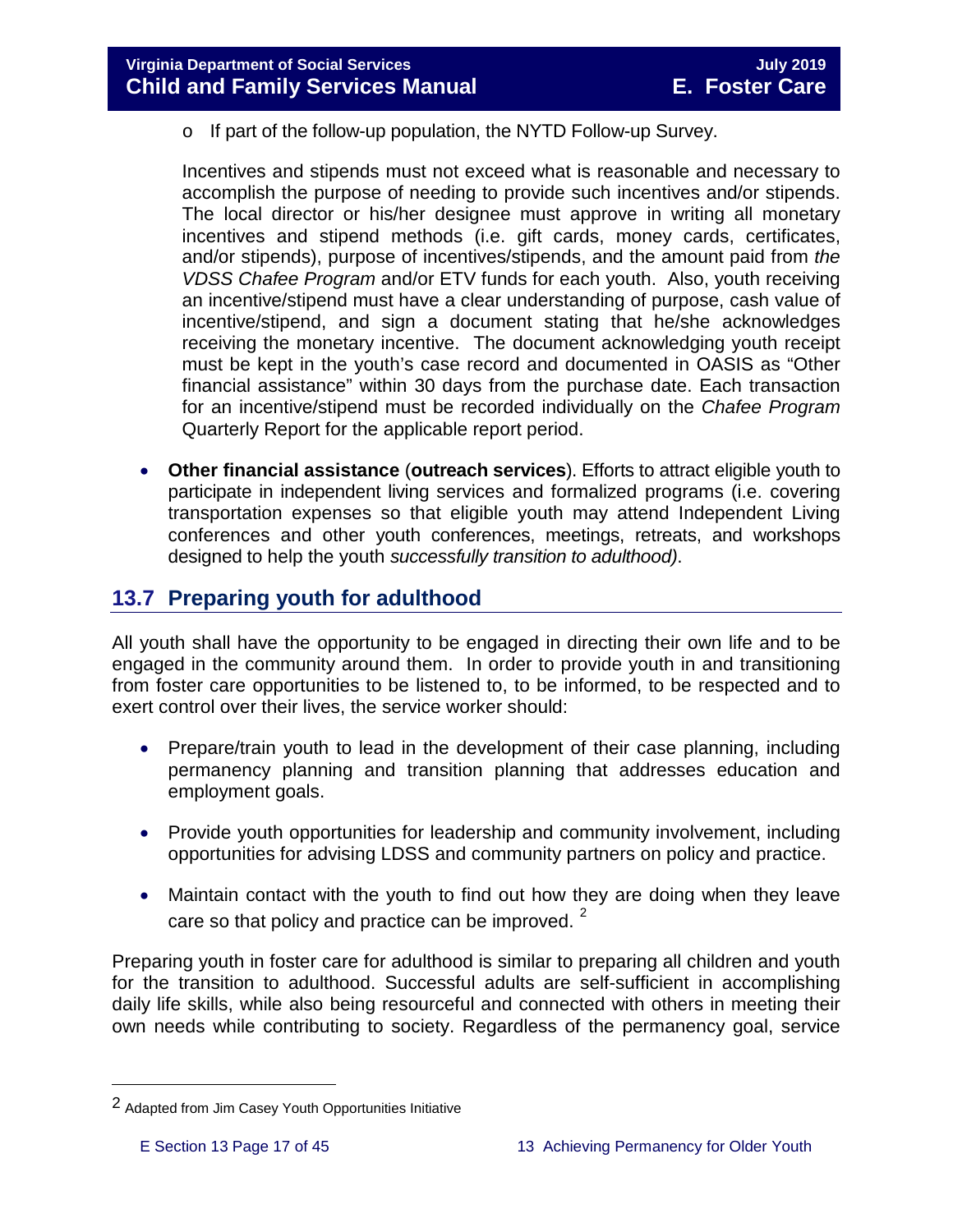- If part of the follow-up population, the NYTD Follow-up Survey.

  Incentives and stipends must not exceed what is reasonable and necessary to accomplish the purpose of needing to provide such incentives and/or stipends. The local director or his/her designee must approve in writing all monetary incentives and stipend methods (i.e. gift cards, money cards, certificates, and/or stipends), purpose of incentives/stipends, and the amount paid from *the VDSS Chafee Program* and/or ETV funds for each youth. Also, youth receiving an incentive/stipend must have a clear understanding of purpose, cash value of incentive/stipend, and sign a document stating that he/she acknowledges receiving the monetary incentive. The document acknowledging youth receipt must be kept in the youth's case record and documented in OASIS as "Other financial assistance" within 30 days from the purchase date. Each transaction for an incentive/stipend must be recorded individually on the *Chafee Program* Quarterly Report for the applicable report period.

- **Other financial assistance** (**outreach services**). Efforts to attract eligible youth to participate in independent living services and formalized programs (i.e. covering transportation expenses so that eligible youth may attend Independent Living conferences and other youth conferences, meetings, retreats, and workshops designed to help the youth *successfully transition to adulthood)*.

## 13.7 Preparing youth for adulthood

All youth shall have the opportunity to be engaged in directing their own life and to be engaged in the community around them. In order to provide youth in and transitioning from foster care opportunities to be listened to, to be informed, to be respected and to exert control over their lives, the service worker should:

- Prepare/train youth to lead in the development of their case planning, including permanency planning and transition planning that addresses education and employment goals.
- Provide youth opportunities for leadership and community involvement, including opportunities for advising LDSS and community partners on policy and practice.
- Maintain contact with the youth to find out how they are doing when they leave care so that policy and practice can be improved. [2]

Preparing youth in foster care for adulthood is similar to preparing all children and youth for the transition to adulthood. Successful adults are self-sufficient in accomplishing daily life skills, while also being resourceful and connected with others in meeting their own needs while contributing to society. Regardless of the permanency goal, service

---

[2] Adapted from Jim Casey Youth Opportunities Initiative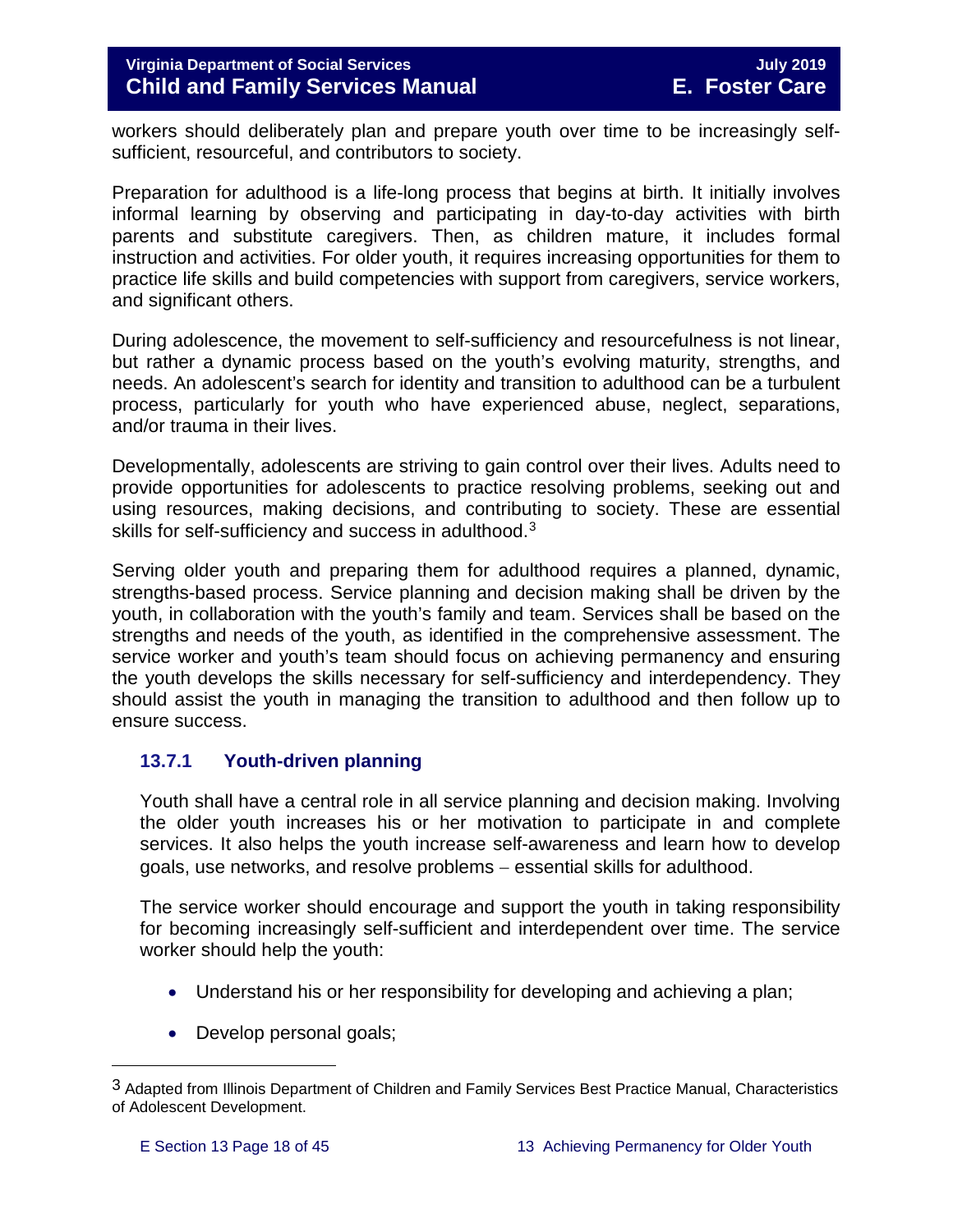workers should deliberately plan and prepare youth over time to be increasingly self-sufficient, resourceful, and contributors to society.

Preparation for adulthood is a life-long process that begins at birth. It initially involves informal learning by observing and participating in day-to-day activities with birth parents and substitute caregivers. Then, as children mature, it includes formal instruction and activities. For older youth, it requires increasing opportunities for them to practice life skills and build competencies with support from caregivers, service workers, and significant others.

During adolescence, the movement to self-sufficiency and resourcefulness is not linear, but rather a dynamic process based on the youth's evolving maturity, strengths, and needs. An adolescent's search for identity and transition to adulthood can be a turbulent process, particularly for youth who have experienced abuse, neglect, separations, and/or trauma in their lives.

Developmentally, adolescents are striving to gain control over their lives. Adults need to provide opportunities for adolescents to practice resolving problems, seeking out and using resources, making decisions, and contributing to society. These are essential skills for self-sufficiency and success in adulthood.[3]

Serving older youth and preparing them for adulthood requires a planned, dynamic, strengths-based process. Service planning and decision making shall be driven by the youth, in collaboration with the youth's family and team. Services shall be based on the strengths and needs of the youth, as identified in the comprehensive assessment. The service worker and youth's team should focus on achieving permanency and ensuring the youth develops the skills necessary for self-sufficiency and interdependency. They should assist the youth in managing the transition to adulthood and then follow up to ensure success.

### 13.7.1 Youth-driven planning

Youth shall have a central role in all service planning and decision making. Involving the older youth increases his or her motivation to participate in and complete services. It also helps the youth increase self-awareness and learn how to develop goals, use networks, and resolve problems – essential skills for adulthood.

The service worker should encourage and support the youth in taking responsibility for becoming increasingly self-sufficient and interdependent over time. The service worker should help the youth:

- Understand his or her responsibility for developing and achieving a plan;
- Develop personal goals;

---

[3] Adapted from Illinois Department of Children and Family Services Best Practice Manual, Characteristics of Adolescent Development.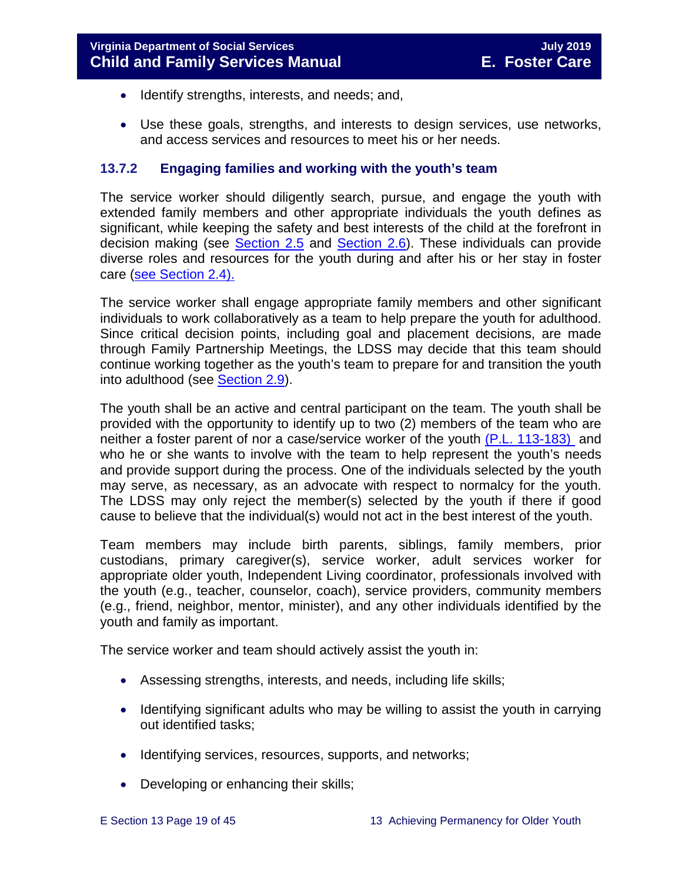- Identify strengths, interests, and needs; and,
- Use these goals, strengths, and interests to design services, use networks, and access services and resources to meet his or her needs.

### 13.7.2 Engaging families and working with the youth's team

The service worker should diligently search, pursue, and engage the youth with extended family members and other appropriate individuals the youth defines as significant, while keeping the safety and best interests of the child at the forefront in decision making (see Section 2.5 and Section 2.6). These individuals can provide diverse roles and resources for the youth during and after his or her stay in foster care (see Section 2.4).

The service worker shall engage appropriate family members and other significant individuals to work collaboratively as a team to help prepare the youth for adulthood. Since critical decision points, including goal and placement decisions, are made through Family Partnership Meetings, the LDSS may decide that this team should continue working together as the youth's team to prepare for and transition the youth into adulthood (see Section 2.9).

The youth shall be an active and central participant on the team. The youth shall be provided with the opportunity to identify up to two (2) members of the team who are neither a foster parent of nor a case/service worker of the youth (P.L. 113-183) and who he or she wants to involve with the team to help represent the youth's needs and provide support during the process. One of the individuals selected by the youth may serve, as necessary, as an advocate with respect to normalcy for the youth. The LDSS may only reject the member(s) selected by the youth if there if good cause to believe that the individual(s) would not act in the best interest of the youth.

Team members may include birth parents, siblings, family members, prior custodians, primary caregiver(s), service worker, adult services worker for appropriate older youth, Independent Living coordinator, professionals involved with the youth (e.g., teacher, counselor, coach), service providers, community members (e.g., friend, neighbor, mentor, minister), and any other individuals identified by the youth and family as important.

The service worker and team should actively assist the youth in:

- Assessing strengths, interests, and needs, including life skills;
- Identifying significant adults who may be willing to assist the youth in carrying out identified tasks;
- Identifying services, resources, supports, and networks;
- Developing or enhancing their skills;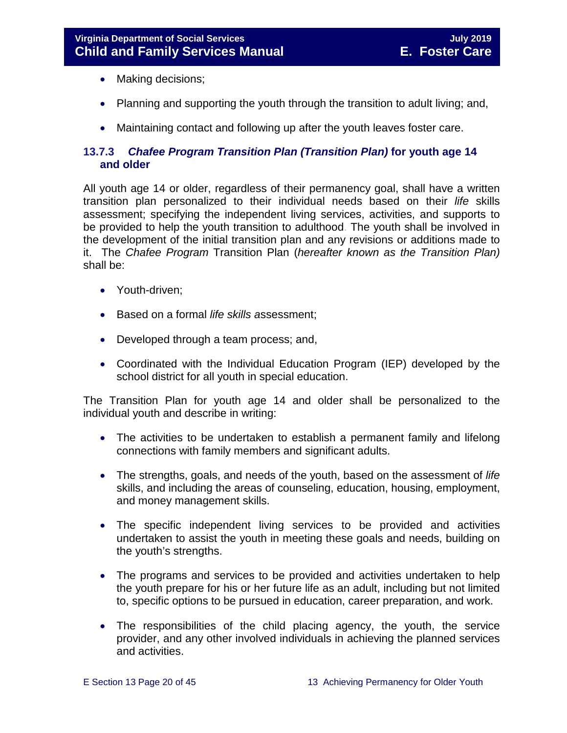- Making decisions;
- Planning and supporting the youth through the transition to adult living; and,
- Maintaining contact and following up after the youth leaves foster care.

### 13.7.3 *Chafee Program Transition Plan (Transition Plan)* for youth age 14 and older

All youth age 14 or older, regardless of their permanency goal, shall have a written transition plan personalized to their individual needs based on their *life* skills assessment; specifying the independent living services, activities, and supports to be provided to help the youth transition to adulthood. The youth shall be involved in the development of the initial transition plan and any revisions or additions made to it. The *Chafee Program* Transition Plan (*hereafter known as the Transition Plan)* shall be:

- Youth-driven;
- Based on a formal *life skills a*ssessment;
- Developed through a team process; and,
- Coordinated with the Individual Education Program (IEP) developed by the school district for all youth in special education.

The Transition Plan for youth age 14 and older shall be personalized to the individual youth and describe in writing:

- The activities to be undertaken to establish a permanent family and lifelong connections with family members and significant adults.
- The strengths, goals, and needs of the youth, based on the assessment of *life* skills, and including the areas of counseling, education, housing, employment, and money management skills.
- The specific independent living services to be provided and activities undertaken to assist the youth in meeting these goals and needs, building on the youth's strengths.
- The programs and services to be provided and activities undertaken to help the youth prepare for his or her future life as an adult, including but not limited to, specific options to be pursued in education, career preparation, and work.
- The responsibilities of the child placing agency, the youth, the service provider, and any other involved individuals in achieving the planned services and activities.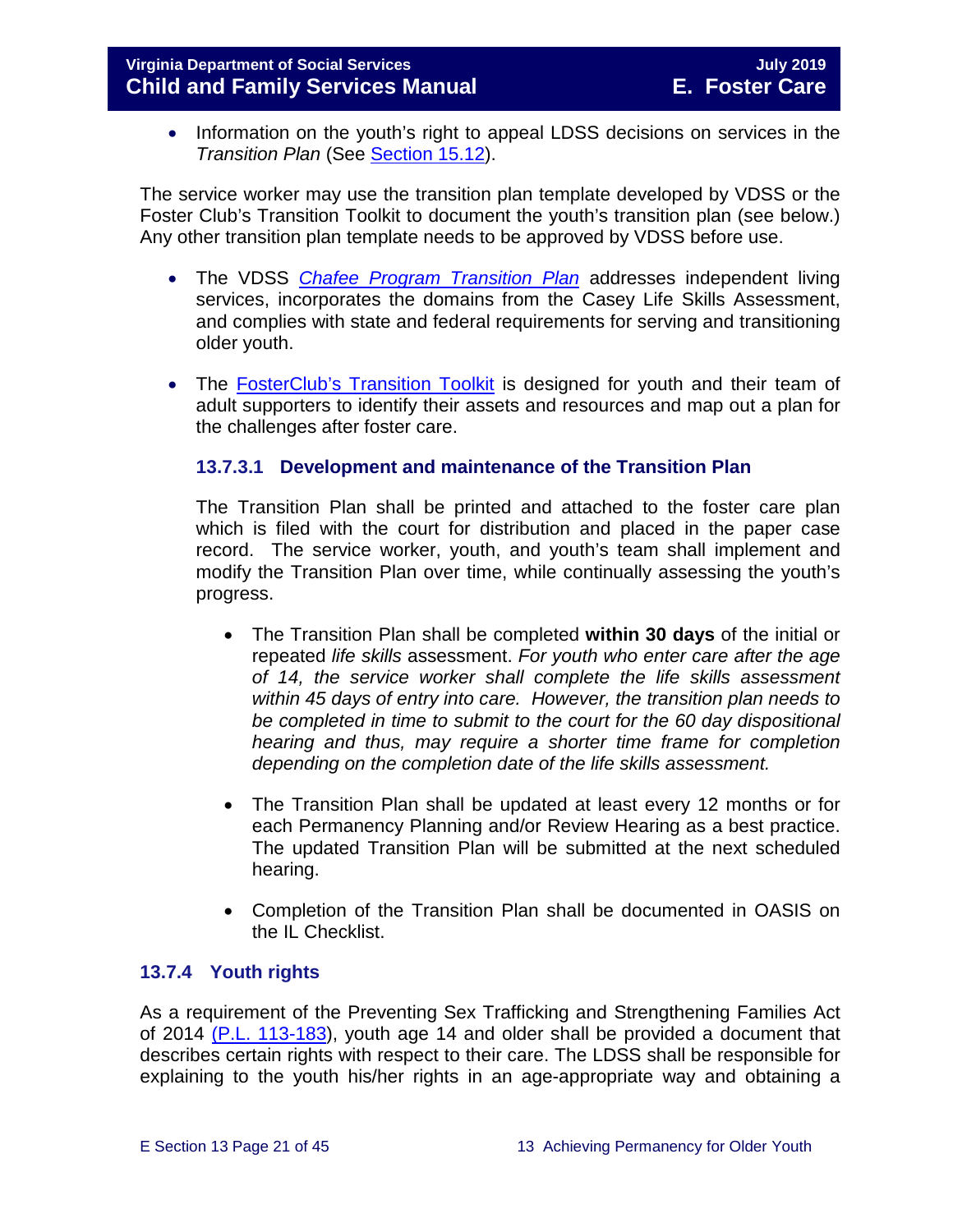- Information on the youth's right to appeal LDSS decisions on services in the *Transition Plan* (See Section 15.12).

The service worker may use the transition plan template developed by VDSS or the Foster Club's Transition Toolkit to document the youth's transition plan (see below.) Any other transition plan template needs to be approved by VDSS before use.

- The VDSS *Chafee Program Transition Plan* addresses independent living services, incorporates the domains from the Casey Life Skills Assessment, and complies with state and federal requirements for serving and transitioning older youth.
- The FosterClub's Transition Toolkit is designed for youth and their team of adult supporters to identify their assets and resources and map out a plan for the challenges after foster care.

#### 13.7.3.1 Development and maintenance of the Transition Plan

The Transition Plan shall be printed and attached to the foster care plan which is filed with the court for distribution and placed in the paper case record. The service worker, youth, and youth's team shall implement and modify the Transition Plan over time, while continually assessing the youth's progress.

- The Transition Plan shall be completed **within 30 days** of the initial or repeated *life skills* assessment. *For youth who enter care after the age of 14, the service worker shall complete the life skills assessment within 45 days of entry into care. However, the transition plan needs to be completed in time to submit to the court for the 60 day dispositional hearing and thus, may require a shorter time frame for completion depending on the completion date of the life skills assessment.*
- The Transition Plan shall be updated at least every 12 months or for each Permanency Planning and/or Review Hearing as a best practice. The updated Transition Plan will be submitted at the next scheduled hearing.
- Completion of the Transition Plan shall be documented in OASIS on the IL Checklist.

### 13.7.4 Youth rights

As a requirement of the Preventing Sex Trafficking and Strengthening Families Act of 2014 (P.L. 113-183), youth age 14 and older shall be provided a document that describes certain rights with respect to their care. The LDSS shall be responsible for explaining to the youth his/her rights in an age-appropriate way and obtaining a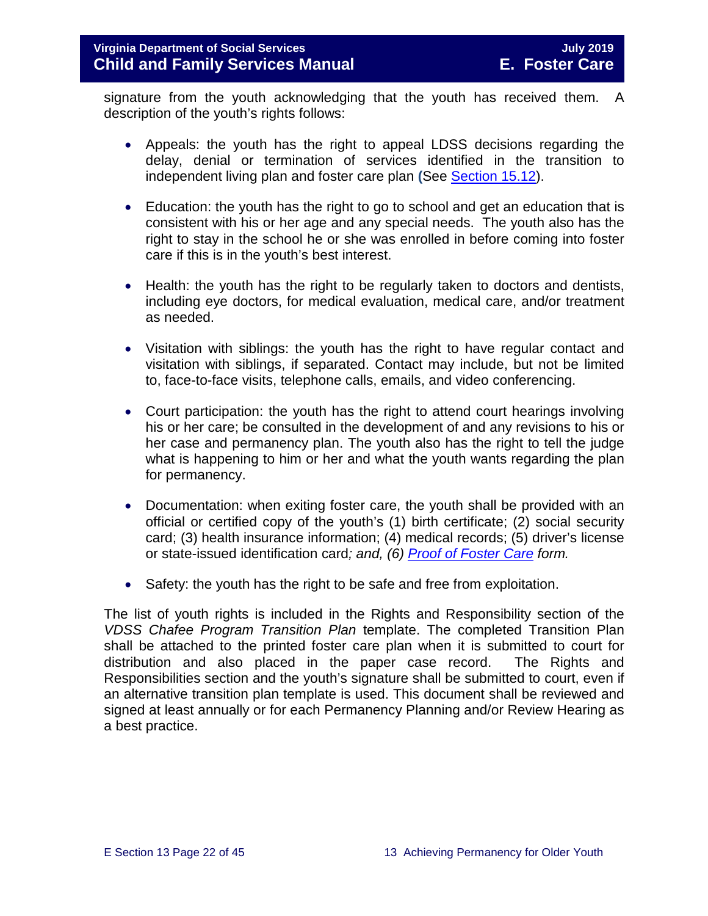signature from the youth acknowledging that the youth has received them. A description of the youth's rights follows:

- Appeals: the youth has the right to appeal LDSS decisions regarding the delay, denial or termination of services identified in the transition to independent living plan and foster care plan (See [Section 15.12](#)).

- Education: the youth has the right to go to school and get an education that is consistent with his or her age and any special needs. The youth also has the right to stay in the school he or she was enrolled in before coming into foster care if this is in the youth's best interest.

- Health: the youth has the right to be regularly taken to doctors and dentists, including eye doctors, for medical evaluation, medical care, and/or treatment as needed.

- Visitation with siblings: the youth has the right to have regular contact and visitation with siblings, if separated. Contact may include, but not be limited to, face-to-face visits, telephone calls, emails, and video conferencing.

- Court participation: the youth has the right to attend court hearings involving his or her care; be consulted in the development of and any revisions to his or her case and permanency plan. The youth also has the right to tell the judge what is happening to him or her and what the youth wants regarding the plan for permanency.

- Documentation: when exiting foster care, the youth shall be provided with an official or certified copy of the youth's (1) birth certificate; (2) social security card; (3) health insurance information; (4) medical records; (5) driver's license or state-issued identification card*; and, (6) [Proof of Foster Care](#) form.*

- Safety: the youth has the right to be safe and free from exploitation.

The list of youth rights is included in the Rights and Responsibility section of the *VDSS Chafee Program Transition Plan* template. The completed Transition Plan shall be attached to the printed foster care plan when it is submitted to court for distribution and also placed in the paper case record. The Rights and Responsibilities section and the youth's signature shall be submitted to court, even if an alternative transition plan template is used. This document shall be reviewed and signed at least annually or for each Permanency Planning and/or Review Hearing as a best practice.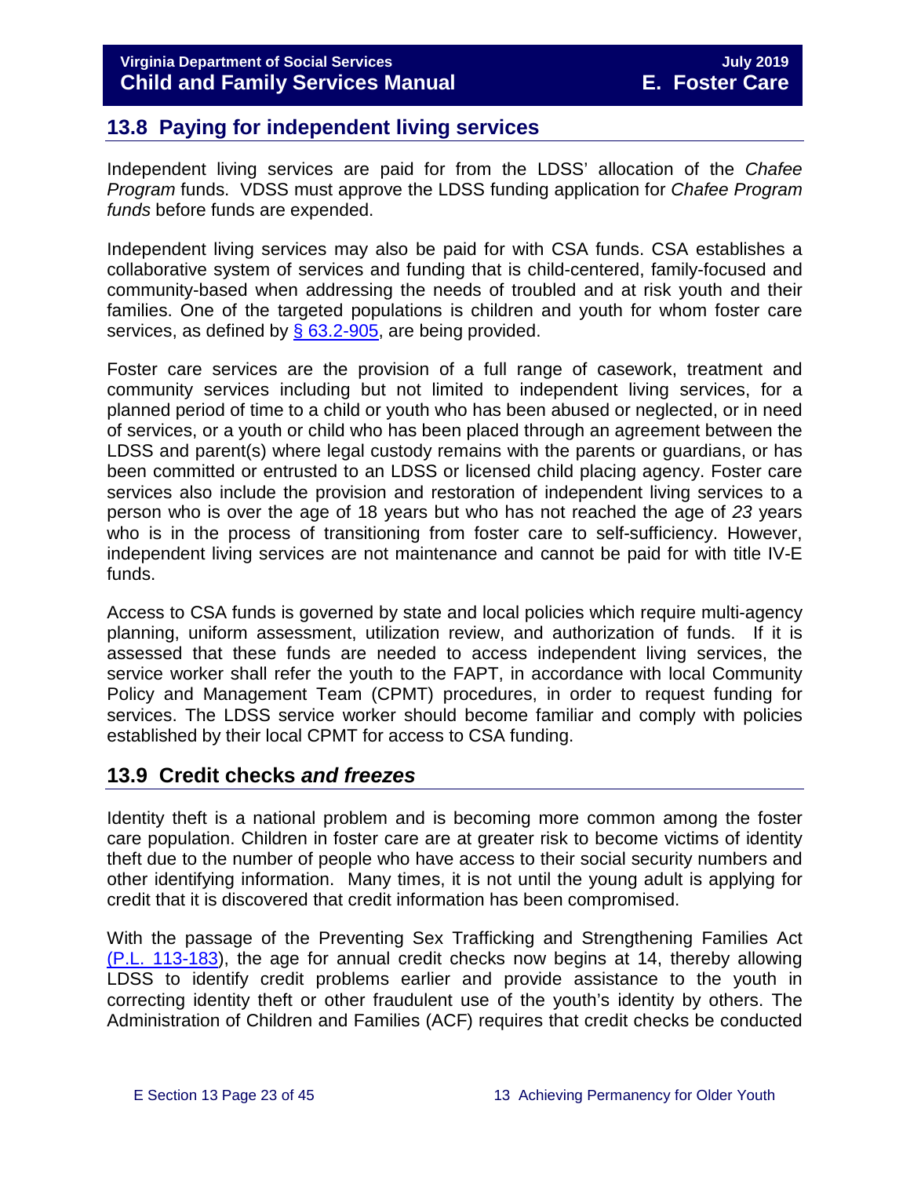## 13.8 Paying for independent living services

Independent living services are paid for from the LDSS' allocation of the *Chafee Program* funds. VDSS must approve the LDSS funding application for *Chafee Program funds* before funds are expended.

Independent living services may also be paid for with CSA funds. CSA establishes a collaborative system of services and funding that is child-centered, family-focused and community-based when addressing the needs of troubled and at risk youth and their families. One of the targeted populations is children and youth for whom foster care services, as defined by [§ 63.2-905](), are being provided.

Foster care services are the provision of a full range of casework, treatment and community services including but not limited to independent living services, for a planned period of time to a child or youth who has been abused or neglected, or in need of services, or a youth or child who has been placed through an agreement between the LDSS and parent(s) where legal custody remains with the parents or guardians, or has been committed or entrusted to an LDSS or licensed child placing agency. Foster care services also include the provision and restoration of independent living services to a person who is over the age of 18 years but who has not reached the age of *23* years who is in the process of transitioning from foster care to self-sufficiency. However, independent living services are not maintenance and cannot be paid for with title IV-E funds.

Access to CSA funds is governed by state and local policies which require multi-agency planning, uniform assessment, utilization review, and authorization of funds. If it is assessed that these funds are needed to access independent living services, the service worker shall refer the youth to the FAPT, in accordance with local Community Policy and Management Team (CPMT) procedures, in order to request funding for services. The LDSS service worker should become familiar and comply with policies established by their local CPMT for access to CSA funding.

## 13.9 Credit checks *and freezes*

Identity theft is a national problem and is becoming more common among the foster care population. Children in foster care are at greater risk to become victims of identity theft due to the number of people who have access to their social security numbers and other identifying information. Many times, it is not until the young adult is applying for credit that it is discovered that credit information has been compromised.

With the passage of the Preventing Sex Trafficking and Strengthening Families Act [(P.L. 113-183)](), the age for annual credit checks now begins at 14, thereby allowing LDSS to identify credit problems earlier and provide assistance to the youth in correcting identity theft or other fraudulent use of the youth's identity by others. The Administration of Children and Families (ACF) requires that credit checks be conducted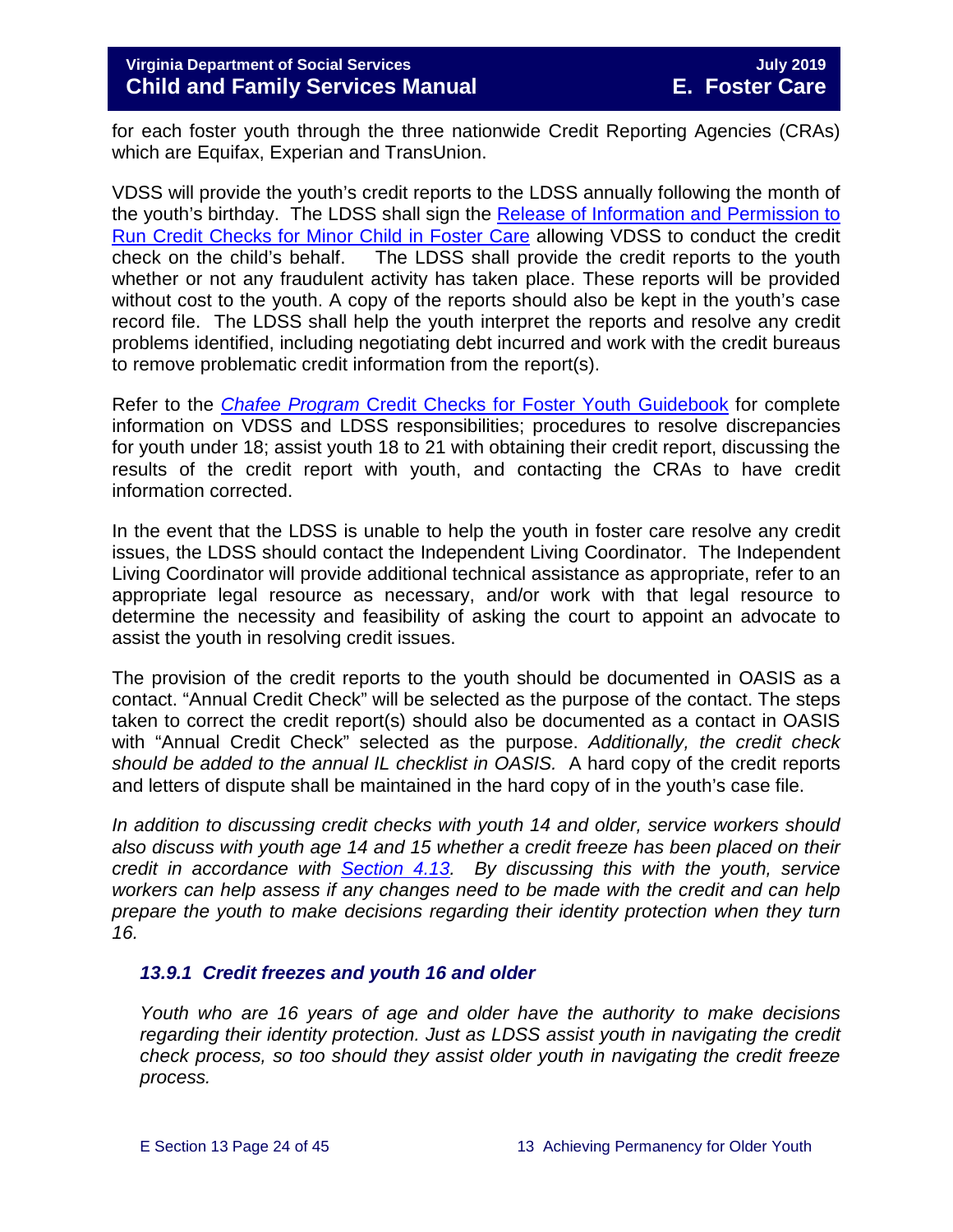for each foster youth through the three nationwide Credit Reporting Agencies (CRAs) which are Equifax, Experian and TransUnion.

VDSS will provide the youth's credit reports to the LDSS annually following the month of the youth's birthday. The LDSS shall sign the Release of Information and Permission to Run Credit Checks for Minor Child in Foster Care allowing VDSS to conduct the credit check on the child's behalf. The LDSS shall provide the credit reports to the youth whether or not any fraudulent activity has taken place. These reports will be provided without cost to the youth. A copy of the reports should also be kept in the youth's case record file. The LDSS shall help the youth interpret the reports and resolve any credit problems identified, including negotiating debt incurred and work with the credit bureaus to remove problematic credit information from the report(s).

Refer to the *Chafee Program* Credit Checks for Foster Youth Guidebook for complete information on VDSS and LDSS responsibilities; procedures to resolve discrepancies for youth under 18; assist youth 18 to 21 with obtaining their credit report, discussing the results of the credit report with youth, and contacting the CRAs to have credit information corrected.

In the event that the LDSS is unable to help the youth in foster care resolve any credit issues, the LDSS should contact the Independent Living Coordinator. The Independent Living Coordinator will provide additional technical assistance as appropriate, refer to an appropriate legal resource as necessary, and/or work with that legal resource to determine the necessity and feasibility of asking the court to appoint an advocate to assist the youth in resolving credit issues.

The provision of the credit reports to the youth should be documented in OASIS as a contact. "Annual Credit Check" will be selected as the purpose of the contact. The steps taken to correct the credit report(s) should also be documented as a contact in OASIS with "Annual Credit Check" selected as the purpose. *Additionally, the credit check should be added to the annual IL checklist in OASIS.* A hard copy of the credit reports and letters of dispute shall be maintained in the hard copy of in the youth's case file.

*In addition to discussing credit checks with youth 14 and older, service workers should also discuss with youth age 14 and 15 whether a credit freeze has been placed on their credit in accordance with Section 4.13. By discussing this with the youth, service workers can help assess if any changes need to be made with the credit and can help prepare the youth to make decisions regarding their identity protection when they turn 16.*

### *13.9.1 Credit freezes and youth 16 and older*

*Youth who are 16 years of age and older have the authority to make decisions regarding their identity protection. Just as LDSS assist youth in navigating the credit check process, so too should they assist older youth in navigating the credit freeze process.*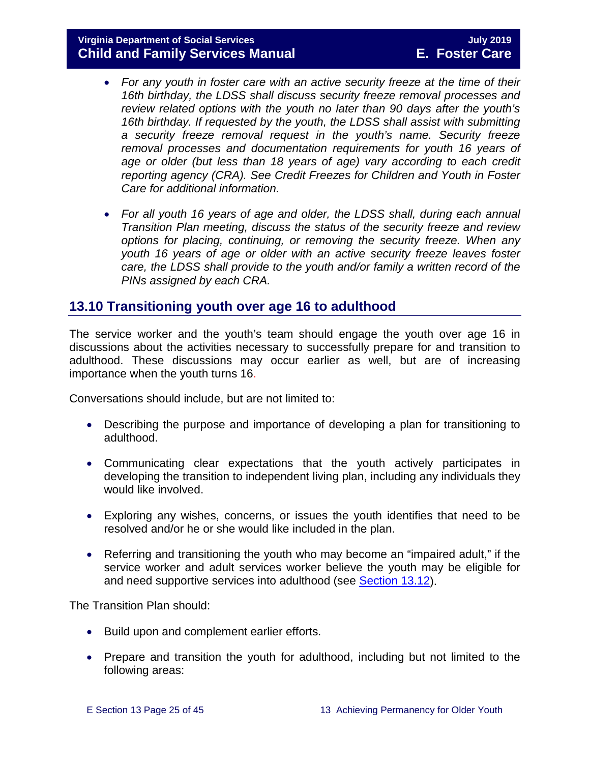- *For any youth in foster care with an active security freeze at the time of their 16th birthday, the LDSS shall discuss security freeze removal processes and review related options with the youth no later than 90 days after the youth's 16th birthday. If requested by the youth, the LDSS shall assist with submitting a security freeze removal request in the youth's name. Security freeze removal processes and documentation requirements for youth 16 years of age or older (but less than 18 years of age) vary according to each credit reporting agency (CRA). See Credit Freezes for Children and Youth in Foster Care for additional information.*

- *For all youth 16 years of age and older, the LDSS shall, during each annual Transition Plan meeting, discuss the status of the security freeze and review options for placing, continuing, or removing the security freeze. When any youth 16 years of age or older with an active security freeze leaves foster care, the LDSS shall provide to the youth and/or family a written record of the PINs assigned by each CRA.*

## 13.10 Transitioning youth over age 16 to adulthood

The service worker and the youth's team should engage the youth over age 16 in discussions about the activities necessary to successfully prepare for and transition to adulthood. These discussions may occur earlier as well, but are of increasing importance when the youth turns 16.

Conversations should include, but are not limited to:

- Describing the purpose and importance of developing a plan for transitioning to adulthood.

- Communicating clear expectations that the youth actively participates in developing the transition to independent living plan, including any individuals they would like involved.

- Exploring any wishes, concerns, or issues the youth identifies that need to be resolved and/or he or she would like included in the plan.

- Referring and transitioning the youth who may become an "impaired adult," if the service worker and adult services worker believe the youth may be eligible for and need supportive services into adulthood (see Section 13.12).

The Transition Plan should:

- Build upon and complement earlier efforts.

- Prepare and transition the youth for adulthood, including but not limited to the following areas: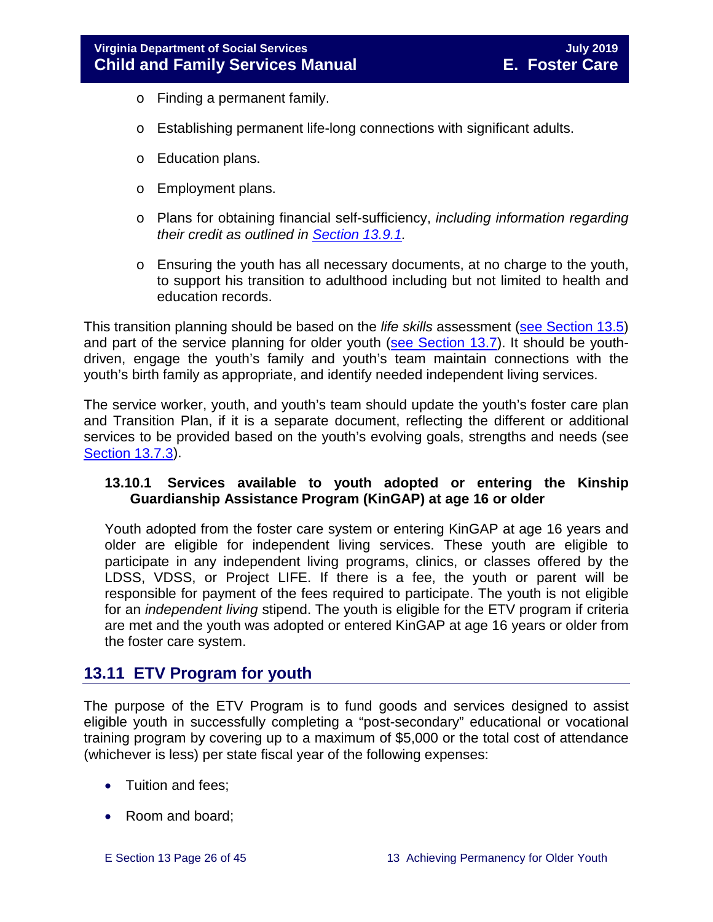- Finding a permanent family.
- Establishing permanent life-long connections with significant adults.
- Education plans.
- Employment plans.
- Plans for obtaining financial self-sufficiency, *including information regarding their credit as outlined in Section 13.9.1.*
- Ensuring the youth has all necessary documents, at no charge to the youth, to support his transition to adulthood including but not limited to health and education records.

This transition planning should be based on the *life skills* assessment (see Section 13.5) and part of the service planning for older youth (see Section 13.7). It should be youth-driven, engage the youth's family and youth's team maintain connections with the youth's birth family as appropriate, and identify needed independent living services.

The service worker, youth, and youth's team should update the youth's foster care plan and Transition Plan, if it is a separate document, reflecting the different or additional services to be provided based on the youth's evolving goals, strengths and needs (see Section 13.7.3).

### 13.10.1 Services available to youth adopted or entering the Kinship Guardianship Assistance Program (KinGAP) at age 16 or older

Youth adopted from the foster care system or entering KinGAP at age 16 years and older are eligible for independent living services. These youth are eligible to participate in any independent living programs, clinics, or classes offered by the LDSS, VDSS, or Project LIFE. If there is a fee, the youth or parent will be responsible for payment of the fees required to participate. The youth is not eligible for an *independent living* stipend. The youth is eligible for the ETV program if criteria are met and the youth was adopted or entered KinGAP at age 16 years or older from the foster care system.

## 13.11 ETV Program for youth

The purpose of the ETV Program is to fund goods and services designed to assist eligible youth in successfully completing a "post-secondary" educational or vocational training program by covering up to a maximum of $5,000 or the total cost of attendance (whichever is less) per state fiscal year of the following expenses:

- Tuition and fees;
- Room and board;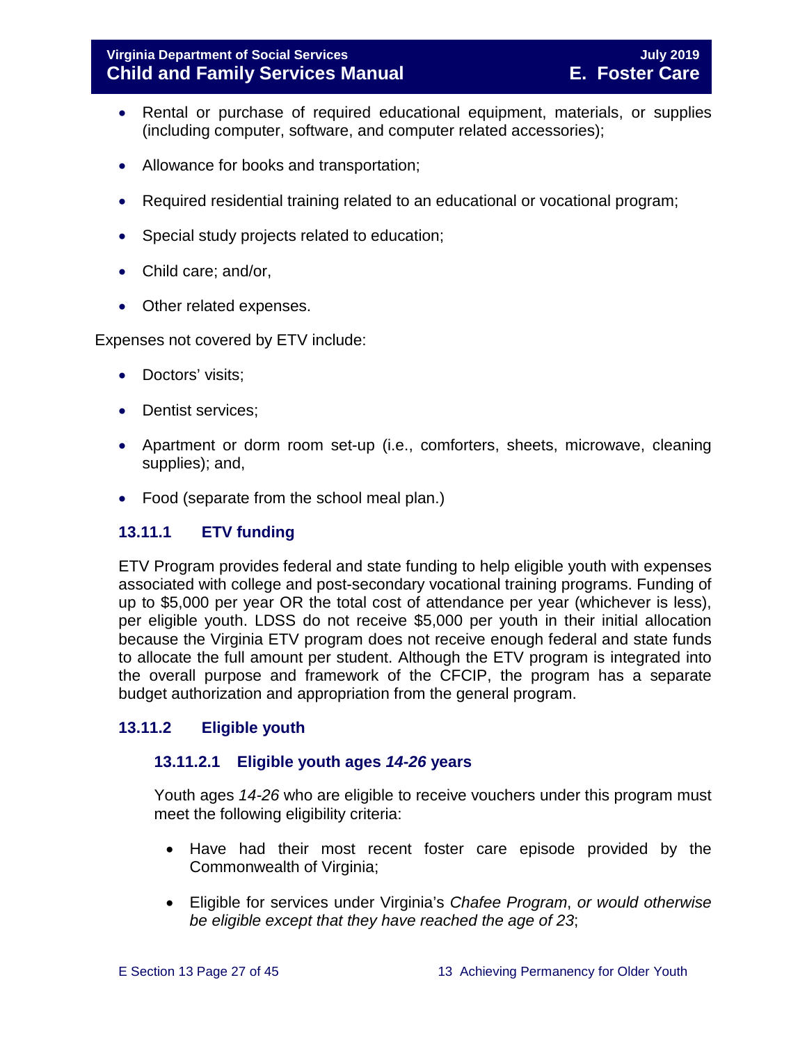- Rental or purchase of required educational equipment, materials, or supplies (including computer, software, and computer related accessories);
- Allowance for books and transportation;
- Required residential training related to an educational or vocational program;
- Special study projects related to education;
- Child care; and/or,
- Other related expenses.

Expenses not covered by ETV include:

- Doctors' visits;
- Dentist services;
- Apartment or dorm room set-up (i.e., comforters, sheets, microwave, cleaning supplies); and,
- Food (separate from the school meal plan.)

### 13.11.1 ETV funding

ETV Program provides federal and state funding to help eligible youth with expenses associated with college and post-secondary vocational training programs. Funding of up to $5,000 per year OR the total cost of attendance per year (whichever is less), per eligible youth. LDSS do not receive $5,000 per youth in their initial allocation because the Virginia ETV program does not receive enough federal and state funds to allocate the full amount per student. Although the ETV program is integrated into the overall purpose and framework of the CFCIP, the program has a separate budget authorization and appropriation from the general program.

### 13.11.2 Eligible youth

#### 13.11.2.1 Eligible youth ages *14-26* years

Youth ages *14-26* who are eligible to receive vouchers under this program must meet the following eligibility criteria:

- Have had their most recent foster care episode provided by the Commonwealth of Virginia;
- Eligible for services under Virginia's *Chafee Program*, *or would otherwise be eligible except that they have reached the age of 23*;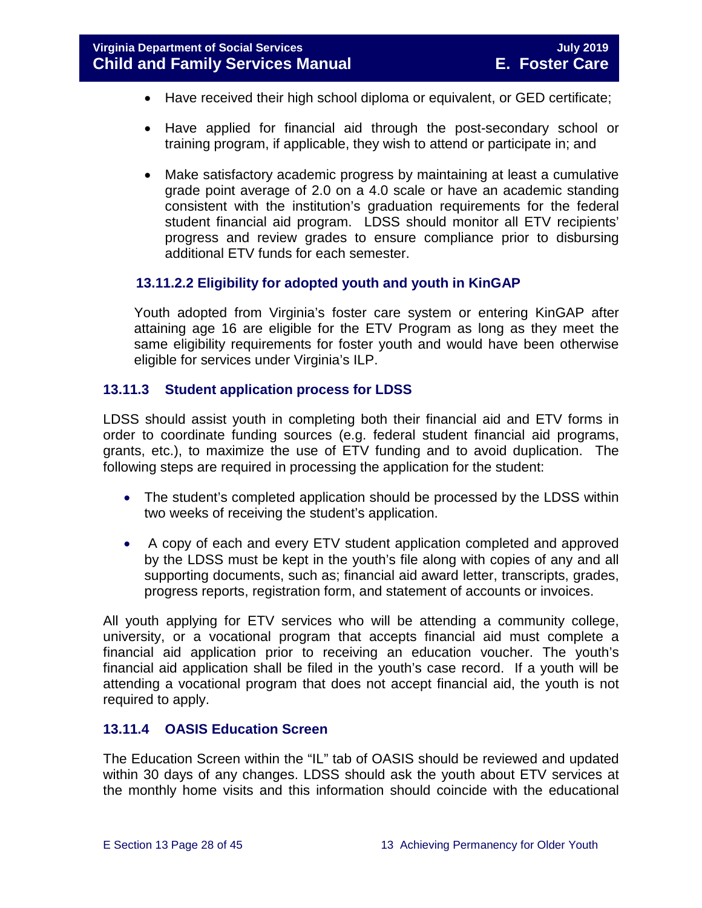- Have received their high school diploma or equivalent, or GED certificate;
- Have applied for financial aid through the post-secondary school or training program, if applicable, they wish to attend or participate in; and
- Make satisfactory academic progress by maintaining at least a cumulative grade point average of 2.0 on a 4.0 scale or have an academic standing consistent with the institution's graduation requirements for the federal student financial aid program. LDSS should monitor all ETV recipients' progress and review grades to ensure compliance prior to disbursing additional ETV funds for each semester.

#### 13.11.2.2 Eligibility for adopted youth and youth in KinGAP

Youth adopted from Virginia's foster care system or entering KinGAP after attaining age 16 are eligible for the ETV Program as long as they meet the same eligibility requirements for foster youth and would have been otherwise eligible for services under Virginia's ILP.

### 13.11.3 Student application process for LDSS

LDSS should assist youth in completing both their financial aid and ETV forms in order to coordinate funding sources (e.g. federal student financial aid programs, grants, etc.), to maximize the use of ETV funding and to avoid duplication. The following steps are required in processing the application for the student:

- The student's completed application should be processed by the LDSS within two weeks of receiving the student's application.
- A copy of each and every ETV student application completed and approved by the LDSS must be kept in the youth's file along with copies of any and all supporting documents, such as; financial aid award letter, transcripts, grades, progress reports, registration form, and statement of accounts or invoices.

All youth applying for ETV services who will be attending a community college, university, or a vocational program that accepts financial aid must complete a financial aid application prior to receiving an education voucher. The youth's financial aid application shall be filed in the youth's case record. If a youth will be attending a vocational program that does not accept financial aid, the youth is not required to apply.

### 13.11.4 OASIS Education Screen

The Education Screen within the "IL" tab of OASIS should be reviewed and updated within 30 days of any changes. LDSS should ask the youth about ETV services at the monthly home visits and this information should coincide with the educational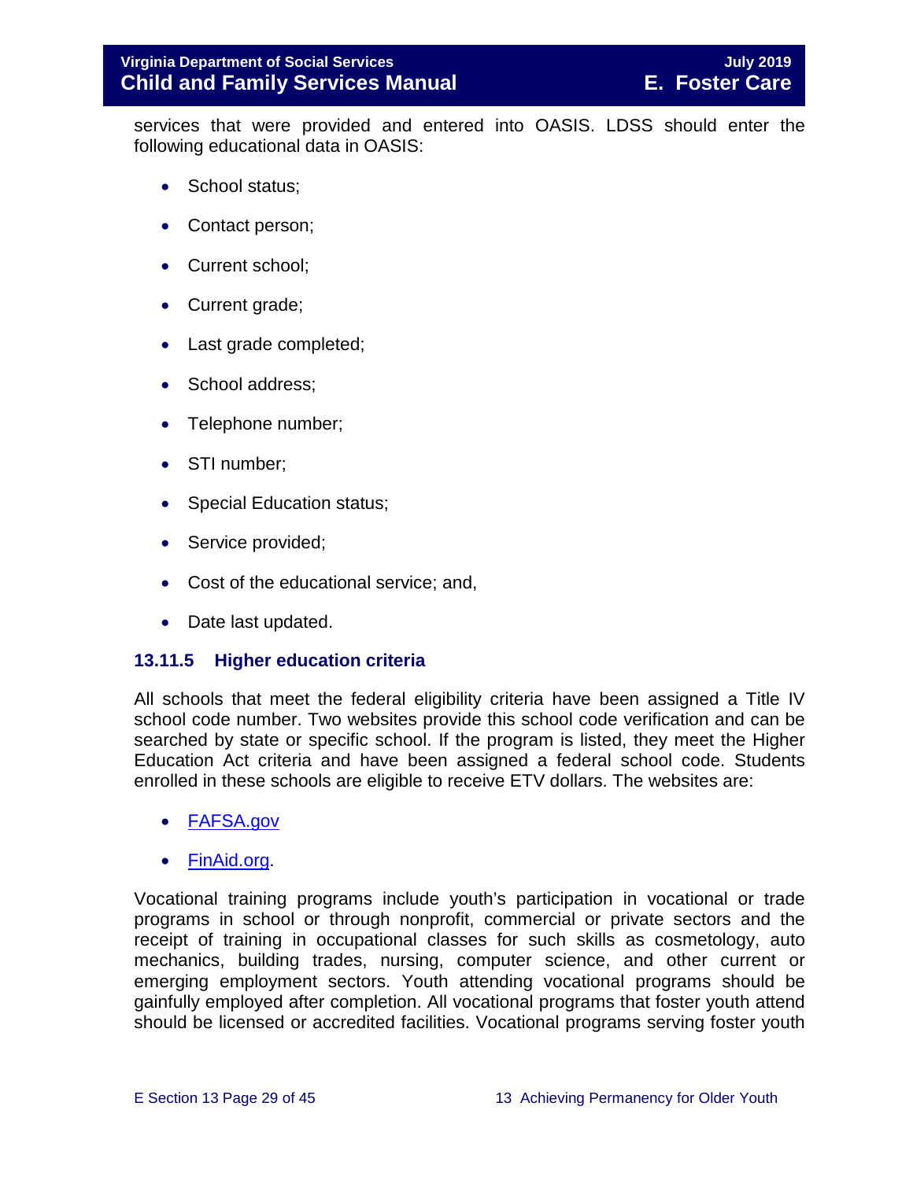services that were provided and entered into OASIS. LDSS should enter the following educational data in OASIS:

- School status;
- Contact person;
- Current school;
- Current grade;
- Last grade completed;
- School address;
- Telephone number;
- STI number;
- Special Education status;
- Service provided;
- Cost of the educational service; and,
- Date last updated.

### 13.11.5 Higher education criteria

All schools that meet the federal eligibility criteria have been assigned a Title IV school code number. Two websites provide this school code verification and can be searched by state or specific school. If the program is listed, they meet the Higher Education Act criteria and have been assigned a federal school code. Students enrolled in these schools are eligible to receive ETV dollars. The websites are:

- [FAFSA.gov](FAFSA.gov)
- [FinAid.org](FinAid.org).

Vocational training programs include youth's participation in vocational or trade programs in school or through nonprofit, commercial or private sectors and the receipt of training in occupational classes for such skills as cosmetology, auto mechanics, building trades, nursing, computer science, and other current or emerging employment sectors. Youth attending vocational programs should be gainfully employed after completion. All vocational programs that foster youth attend should be licensed or accredited facilities. Vocational programs serving foster youth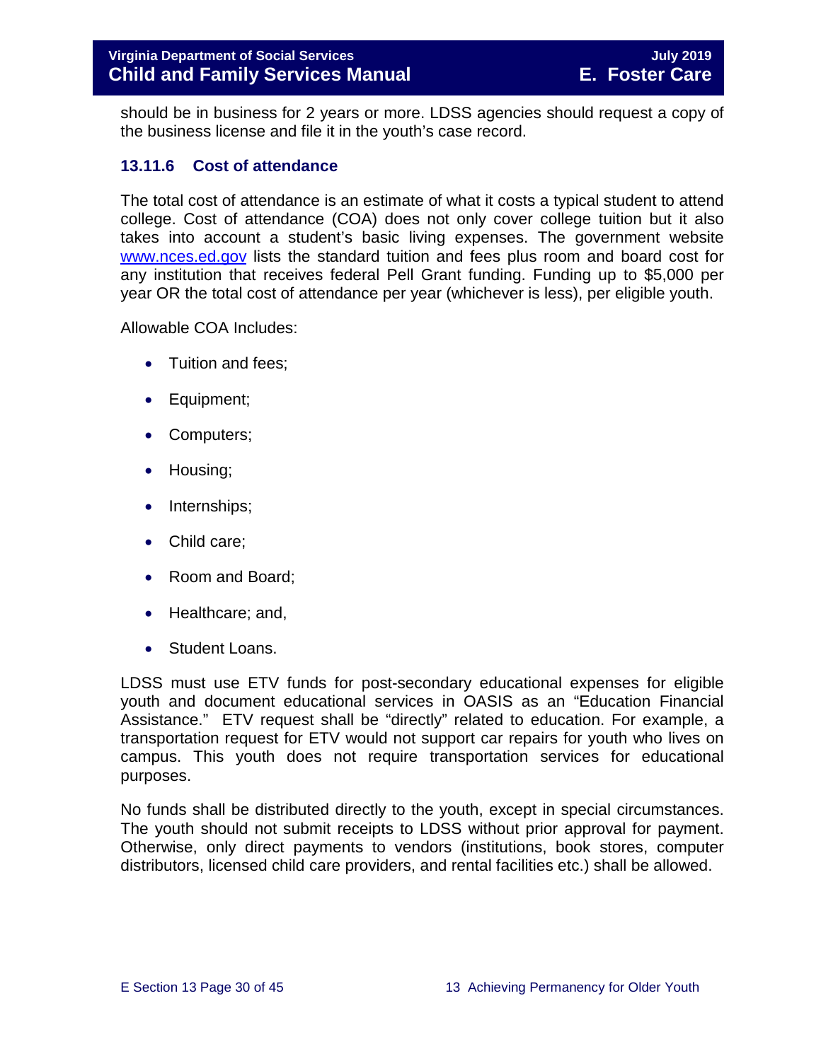should be in business for 2 years or more. LDSS agencies should request a copy of the business license and file it in the youth's case record.

### 13.11.6 Cost of attendance

The total cost of attendance is an estimate of what it costs a typical student to attend college. Cost of attendance (COA) does not only cover college tuition but it also takes into account a student's basic living expenses. The government website [www.nces.ed.gov](www.nces.ed.gov) lists the standard tuition and fees plus room and board cost for any institution that receives federal Pell Grant funding. Funding up to $5,000 per year OR the total cost of attendance per year (whichever is less), per eligible youth.

Allowable COA Includes:

- Tuition and fees;
- Equipment;
- Computers;
- Housing;
- Internships;
- Child care;
- Room and Board;
- Healthcare; and,
- Student Loans.

LDSS must use ETV funds for post-secondary educational expenses for eligible youth and document educational services in OASIS as an "Education Financial Assistance." ETV request shall be "directly" related to education. For example, a transportation request for ETV would not support car repairs for youth who lives on campus. This youth does not require transportation services for educational purposes.

No funds shall be distributed directly to the youth, except in special circumstances. The youth should not submit receipts to LDSS without prior approval for payment. Otherwise, only direct payments to vendors (institutions, book stores, computer distributors, licensed child care providers, and rental facilities etc.) shall be allowed.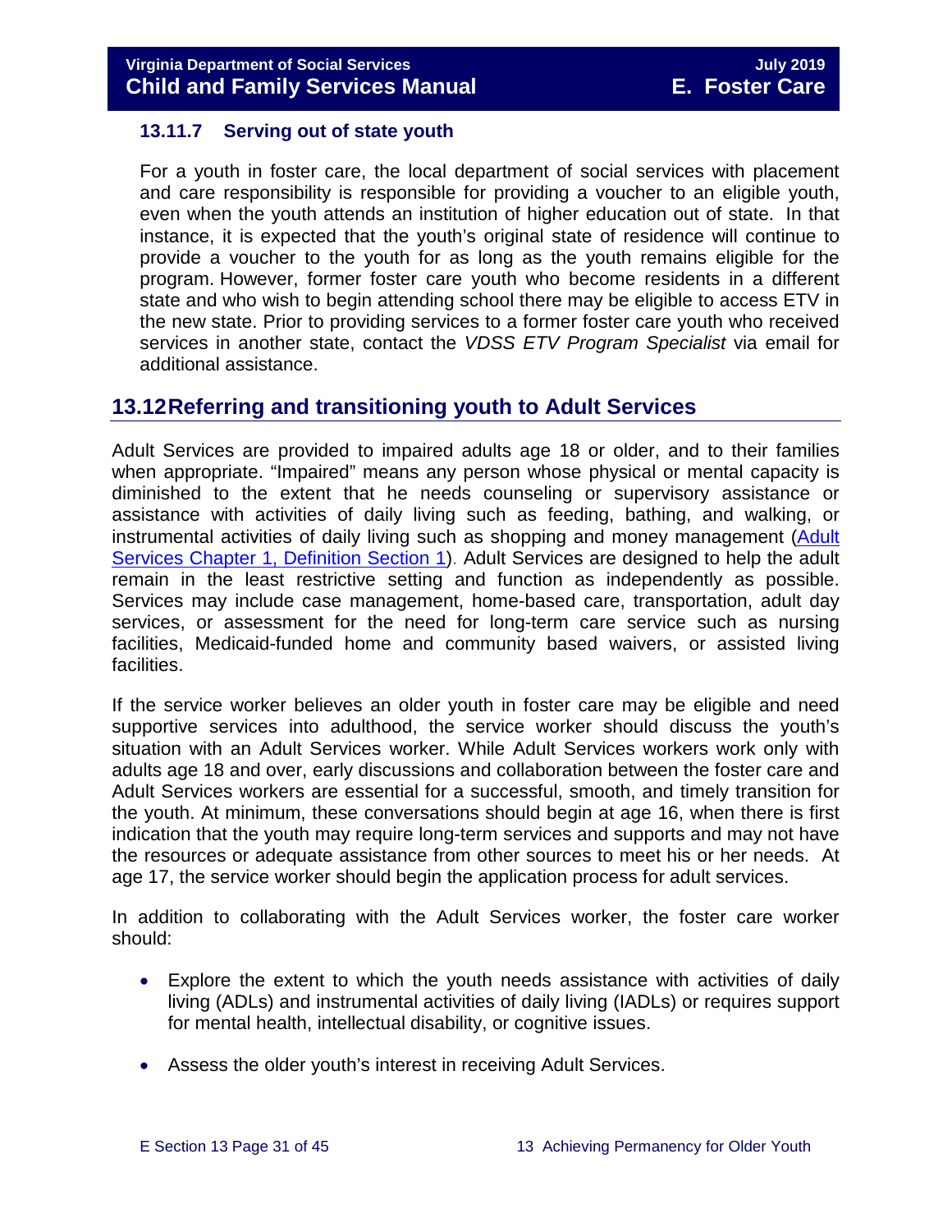### 13.11.7 Serving out of state youth

For a youth in foster care, the local department of social services with placement and care responsibility is responsible for providing a voucher to an eligible youth, even when the youth attends an institution of higher education out of state. In that instance, it is expected that the youth's original state of residence will continue to provide a voucher to the youth for as long as the youth remains eligible for the program. However, former foster care youth who become residents in a different state and who wish to begin attending school there may be eligible to access ETV in the new state. Prior to providing services to a former foster care youth who received services in another state, contact the *VDSS ETV Program Specialist* via email for additional assistance.

## 13.12 Referring and transitioning youth to Adult Services

Adult Services are provided to impaired adults age 18 or older, and to their families when appropriate. "Impaired" means any person whose physical or mental capacity is diminished to the extent that he needs counseling or supervisory assistance or assistance with activities of daily living such as feeding, bathing, and walking, or instrumental activities of daily living such as shopping and money management (Adult Services Chapter 1, Definition Section 1). Adult Services are designed to help the adult remain in the least restrictive setting and function as independently as possible. Services may include case management, home-based care, transportation, adult day services, or assessment for the need for long-term care service such as nursing facilities, Medicaid-funded home and community based waivers, or assisted living facilities.

If the service worker believes an older youth in foster care may be eligible and need supportive services into adulthood, the service worker should discuss the youth's situation with an Adult Services worker. While Adult Services workers work only with adults age 18 and over, early discussions and collaboration between the foster care and Adult Services workers are essential for a successful, smooth, and timely transition for the youth. At minimum, these conversations should begin at age 16, when there is first indication that the youth may require long-term services and supports and may not have the resources or adequate assistance from other sources to meet his or her needs. At age 17, the service worker should begin the application process for adult services.

In addition to collaborating with the Adult Services worker, the foster care worker should:

- Explore the extent to which the youth needs assistance with activities of daily living (ADLs) and instrumental activities of daily living (IADLs) or requires support for mental health, intellectual disability, or cognitive issues.
- Assess the older youth's interest in receiving Adult Services.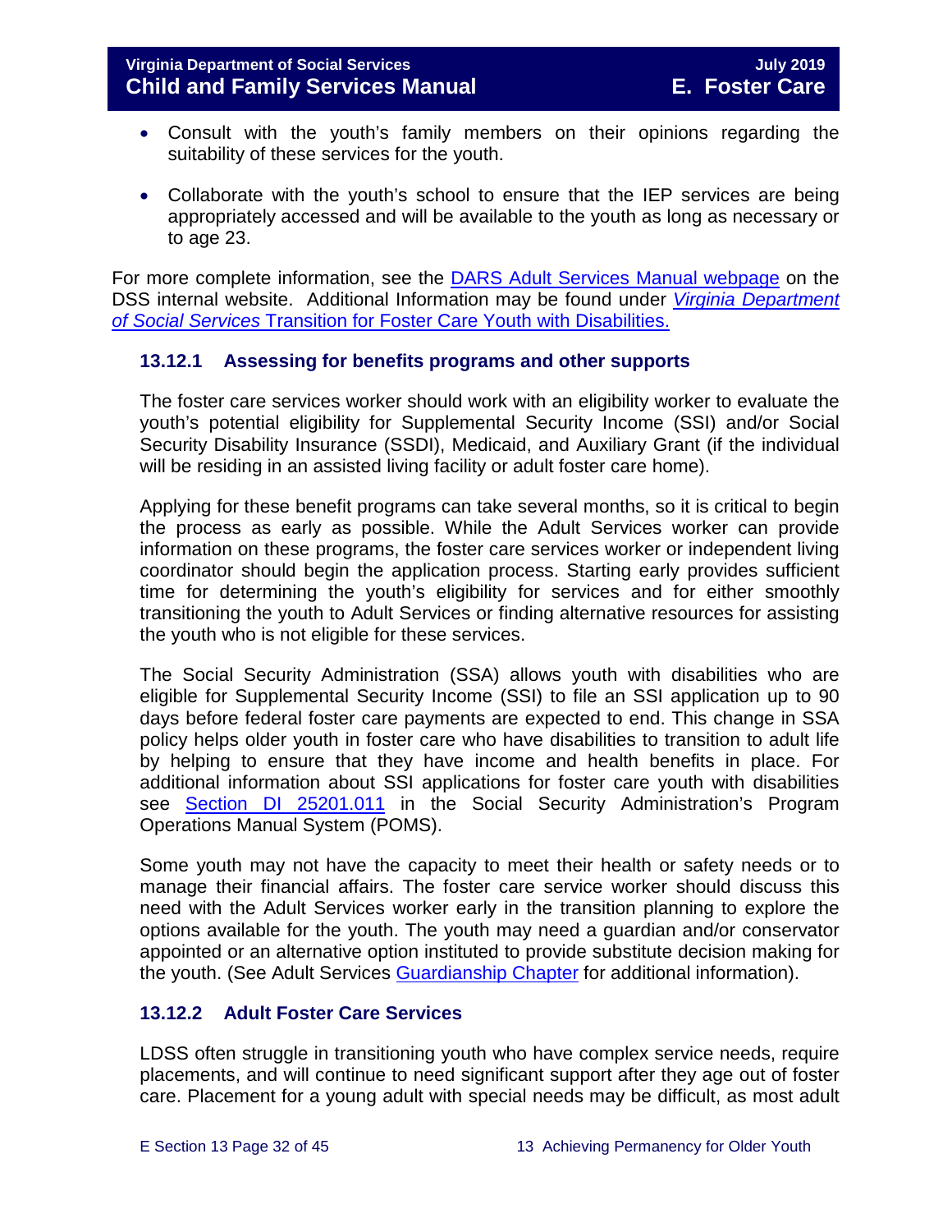- Consult with the youth's family members on their opinions regarding the suitability of these services for the youth.

- Collaborate with the youth's school to ensure that the IEP services are being appropriately accessed and will be available to the youth as long as necessary or to age 23.

For more complete information, see the [DARS Adult Services Manual webpage](#) on the DSS internal website. Additional Information may be found under [*Virginia Department of Social Services* Transition for Foster Care Youth with Disabilities.](#)

### 13.12.1 Assessing for benefits programs and other supports

The foster care services worker should work with an eligibility worker to evaluate the youth's potential eligibility for Supplemental Security Income (SSI) and/or Social Security Disability Insurance (SSDI), Medicaid, and Auxiliary Grant (if the individual will be residing in an assisted living facility or adult foster care home).

Applying for these benefit programs can take several months, so it is critical to begin the process as early as possible. While the Adult Services worker can provide information on these programs, the foster care services worker or independent living coordinator should begin the application process. Starting early provides sufficient time for determining the youth's eligibility for services and for either smoothly transitioning the youth to Adult Services or finding alternative resources for assisting the youth who is not eligible for these services.

The Social Security Administration (SSA) allows youth with disabilities who are eligible for Supplemental Security Income (SSI) to file an SSI application up to 90 days before federal foster care payments are expected to end. This change in SSA policy helps older youth in foster care who have disabilities to transition to adult life by helping to ensure that they have income and health benefits in place. For additional information about SSI applications for foster care youth with disabilities see [Section DI 25201.011](#) in the Social Security Administration's Program Operations Manual System (POMS).

Some youth may not have the capacity to meet their health or safety needs or to manage their financial affairs. The foster care service worker should discuss this need with the Adult Services worker early in the transition planning to explore the options available for the youth. The youth may need a guardian and/or conservator appointed or an alternative option instituted to provide substitute decision making for the youth. (See Adult Services [Guardianship Chapter](#) for additional information).

### 13.12.2 Adult Foster Care Services

LDSS often struggle in transitioning youth who have complex service needs, require placements, and will continue to need significant support after they age out of foster care. Placement for a young adult with special needs may be difficult, as most adult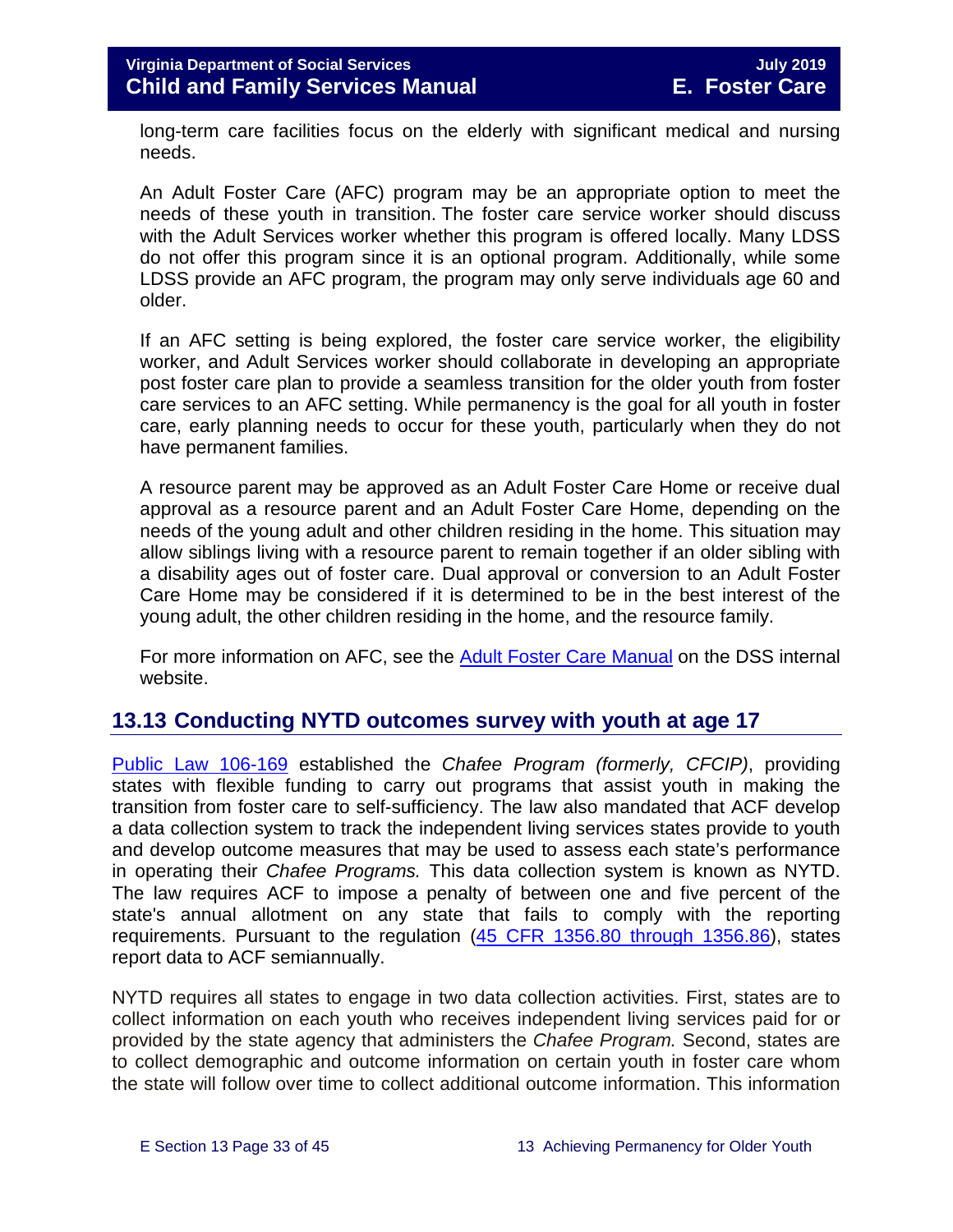long-term care facilities focus on the elderly with significant medical and nursing needs.

An Adult Foster Care (AFC) program may be an appropriate option to meet the needs of these youth in transition. The foster care service worker should discuss with the Adult Services worker whether this program is offered locally. Many LDSS do not offer this program since it is an optional program. Additionally, while some LDSS provide an AFC program, the program may only serve individuals age 60 and older.

If an AFC setting is being explored, the foster care service worker, the eligibility worker, and Adult Services worker should collaborate in developing an appropriate post foster care plan to provide a seamless transition for the older youth from foster care services to an AFC setting. While permanency is the goal for all youth in foster care, early planning needs to occur for these youth, particularly when they do not have permanent families.

A resource parent may be approved as an Adult Foster Care Home or receive dual approval as a resource parent and an Adult Foster Care Home, depending on the needs of the young adult and other children residing in the home. This situation may allow siblings living with a resource parent to remain together if an older sibling with a disability ages out of foster care. Dual approval or conversion to an Adult Foster Care Home may be considered if it is determined to be in the best interest of the young adult, the other children residing in the home, and the resource family.

For more information on AFC, see the Adult Foster Care Manual on the DSS internal website.

## 13.13 Conducting NYTD outcomes survey with youth at age 17

Public Law 106-169 established the *Chafee Program (formerly, CFCIP)*, providing states with flexible funding to carry out programs that assist youth in making the transition from foster care to self-sufficiency. The law also mandated that ACF develop a data collection system to track the independent living services states provide to youth and develop outcome measures that may be used to assess each state's performance in operating their *Chafee Programs.* This data collection system is known as NYTD. The law requires ACF to impose a penalty of between one and five percent of the state's annual allotment on any state that fails to comply with the reporting requirements. Pursuant to the regulation (45 CFR 1356.80 through 1356.86), states report data to ACF semiannually.

NYTD requires all states to engage in two data collection activities. First, states are to collect information on each youth who receives independent living services paid for or provided by the state agency that administers the *Chafee Program.* Second, states are to collect demographic and outcome information on certain youth in foster care whom the state will follow over time to collect additional outcome information. This information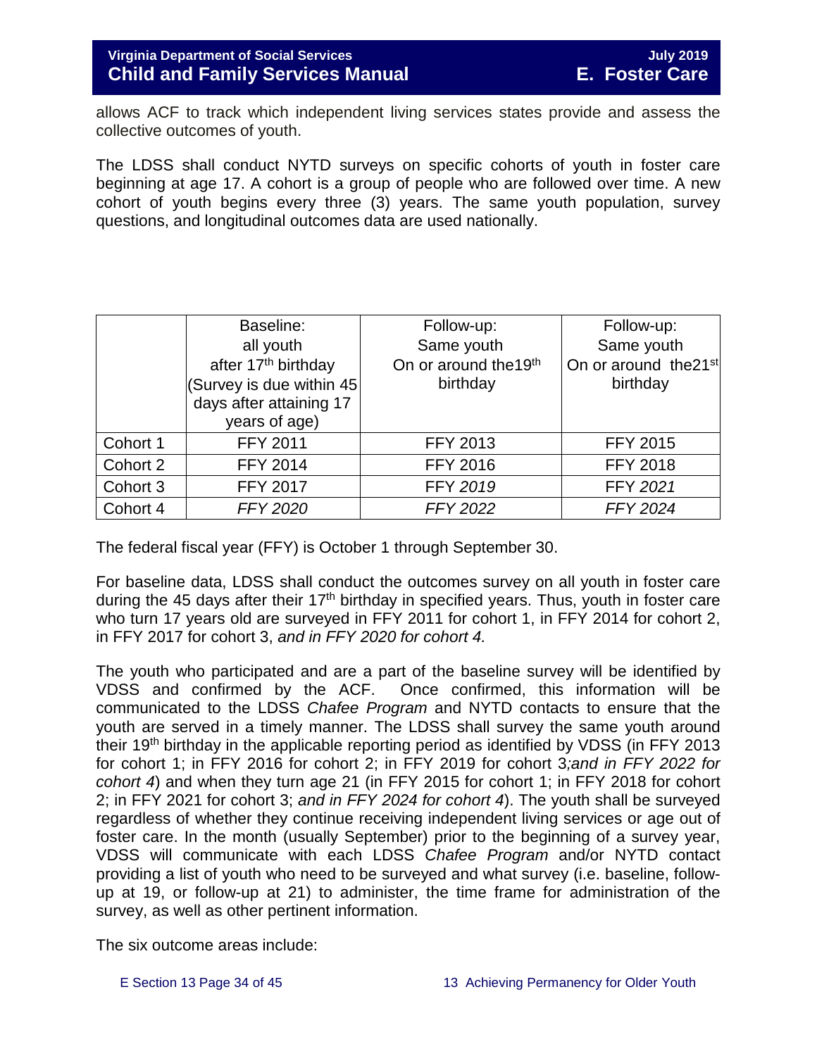allows ACF to track which independent living services states provide and assess the collective outcomes of youth.

The LDSS shall conduct NYTD surveys on specific cohorts of youth in foster care beginning at age 17. A cohort is a group of people who are followed over time. A new cohort of youth begins every three (3) years. The same youth population, survey questions, and longitudinal outcomes data are used nationally.

| | Baseline: all youth after 17th birthday (Survey is due within 45 days after attaining 17 years of age) | Follow-up: Same youth On or around the19th birthday | Follow-up: Same youth On or around the21st birthday |
|---|---|---|---|
| Cohort 1 | FFY 2011 | FFY 2013 | FFY 2015 |
| Cohort 2 | FFY 2014 | FFY 2016 | FFY 2018 |
| Cohort 3 | FFY 2017 | FFY *2019* | FFY *2021* |
| Cohort 4 | *FFY 2020* | *FFY 2022* | *FFY 2024* |

The federal fiscal year (FFY) is October 1 through September 30.

For baseline data, LDSS shall conduct the outcomes survey on all youth in foster care during the 45 days after their 17th birthday in specified years. Thus, youth in foster care who turn 17 years old are surveyed in FFY 2011 for cohort 1, in FFY 2014 for cohort 2, in FFY 2017 for cohort 3, *and in FFY 2020 for cohort 4.*

The youth who participated and are a part of the baseline survey will be identified by VDSS and confirmed by the ACF. Once confirmed, this information will be communicated to the LDSS *Chafee Program* and NYTD contacts to ensure that the youth are served in a timely manner. The LDSS shall survey the same youth around their 19th birthday in the applicable reporting period as identified by VDSS (in FFY 2013 for cohort 1; in FFY 2016 for cohort 2; in FFY 2019 for cohort 3*;and in FFY 2022 for cohort 4*) and when they turn age 21 (in FFY 2015 for cohort 1; in FFY 2018 for cohort 2; in FFY 2021 for cohort 3; *and in FFY 2024 for cohort 4*). The youth shall be surveyed regardless of whether they continue receiving independent living services or age out of foster care. In the month (usually September) prior to the beginning of a survey year, VDSS will communicate with each LDSS *Chafee Program* and/or NYTD contact providing a list of youth who need to be surveyed and what survey (i.e. baseline, follow-up at 19, or follow-up at 21) to administer, the time frame for administration of the survey, as well as other pertinent information.

The six outcome areas include: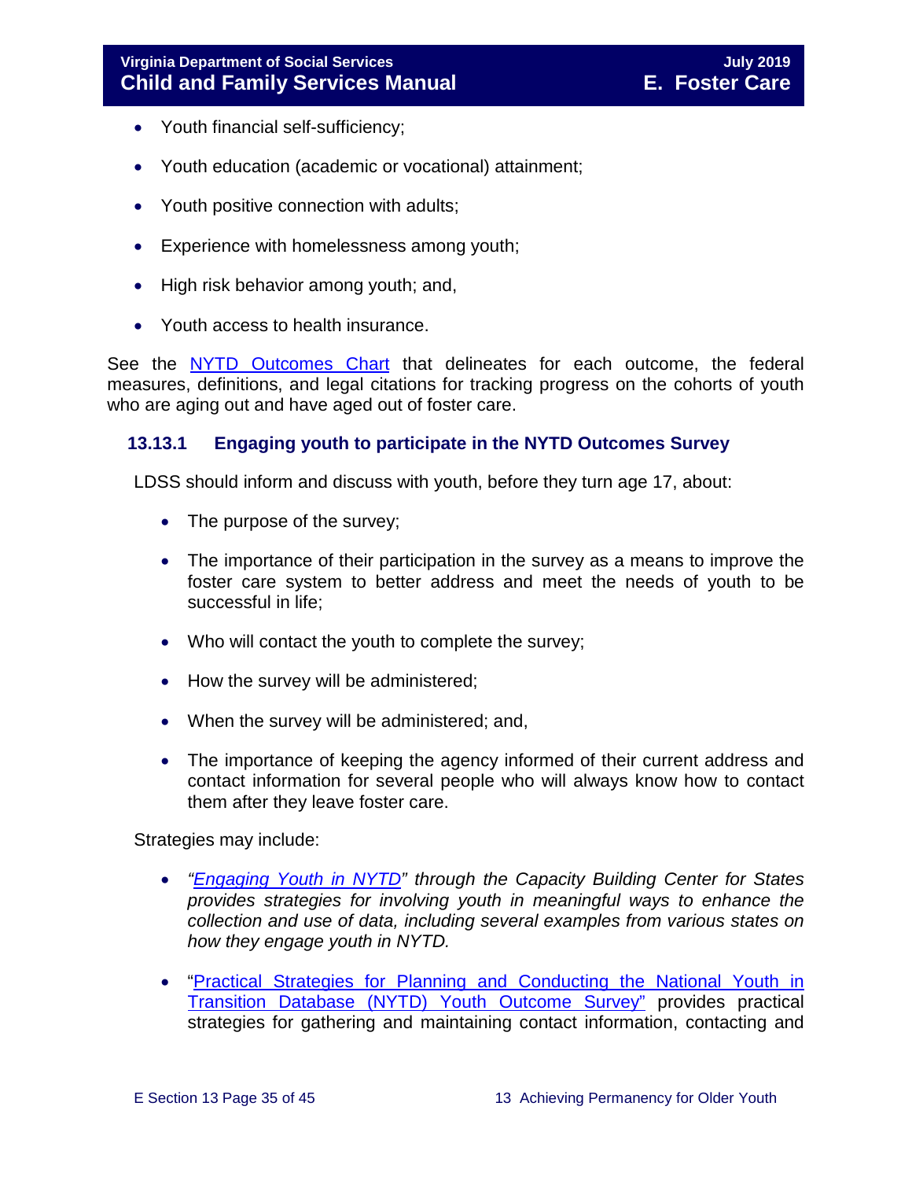- Youth financial self-sufficiency;
- Youth education (academic or vocational) attainment;
- Youth positive connection with adults;
- Experience with homelessness among youth;
- High risk behavior among youth; and,
- Youth access to health insurance.

See the NYTD Outcomes Chart that delineates for each outcome, the federal measures, definitions, and legal citations for tracking progress on the cohorts of youth who are aging out and have aged out of foster care.

### 13.13.1 Engaging youth to participate in the NYTD Outcomes Survey

LDSS should inform and discuss with youth, before they turn age 17, about:

- The purpose of the survey;
- The importance of their participation in the survey as a means to improve the foster care system to better address and meet the needs of youth to be successful in life;
- Who will contact the youth to complete the survey;
- How the survey will be administered;
- When the survey will be administered; and,
- The importance of keeping the agency informed of their current address and contact information for several people who will always know how to contact them after they leave foster care.

Strategies may include:

- *"Engaging Youth in NYTD" through the Capacity Building Center for States provides strategies for involving youth in meaningful ways to enhance the collection and use of data, including several examples from various states on how they engage youth in NYTD.*
- "Practical Strategies for Planning and Conducting the National Youth in Transition Database (NYTD) Youth Outcome Survey" provides practical strategies for gathering and maintaining contact information, contacting and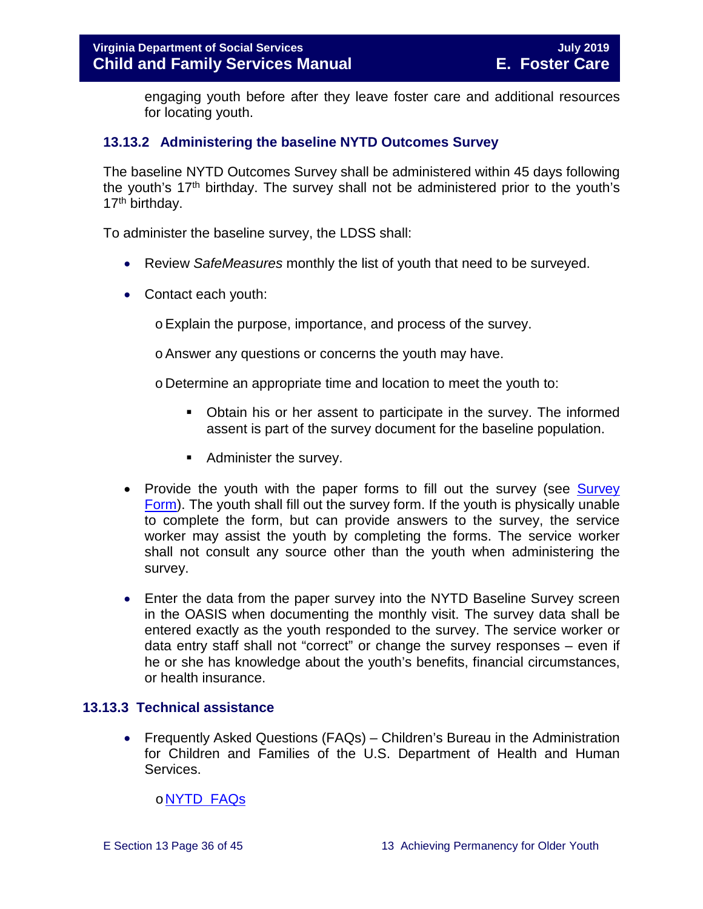engaging youth before after they leave foster care and additional resources for locating youth.

### 13.13.2 Administering the baseline NYTD Outcomes Survey

The baseline NYTD Outcomes Survey shall be administered within 45 days following the youth's 17th birthday. The survey shall not be administered prior to the youth's 17th birthday.

To administer the baseline survey, the LDSS shall:

- Review *SafeMeasures* monthly the list of youth that need to be surveyed.
- Contact each youth:
  - Explain the purpose, importance, and process of the survey.
  - Answer any questions or concerns the youth may have.
  - Determine an appropriate time and location to meet the youth to:
    - Obtain his or her assent to participate in the survey. The informed assent is part of the survey document for the baseline population.
    - Administer the survey.
- Provide the youth with the paper forms to fill out the survey (see [Survey Form]). The youth shall fill out the survey form. If the youth is physically unable to complete the form, but can provide answers to the survey, the service worker may assist the youth by completing the forms. The service worker shall not consult any source other than the youth when administering the survey.
- Enter the data from the paper survey into the NYTD Baseline Survey screen in the OASIS when documenting the monthly visit. The survey data shall be entered exactly as the youth responded to the survey. The service worker or data entry staff shall not "correct" or change the survey responses – even if he or she has knowledge about the youth's benefits, financial circumstances, or health insurance.

### 13.13.3 Technical assistance

- Frequently Asked Questions (FAQs) – Children's Bureau in the Administration for Children and Families of the U.S. Department of Health and Human Services.
  - [NYTD FAQs]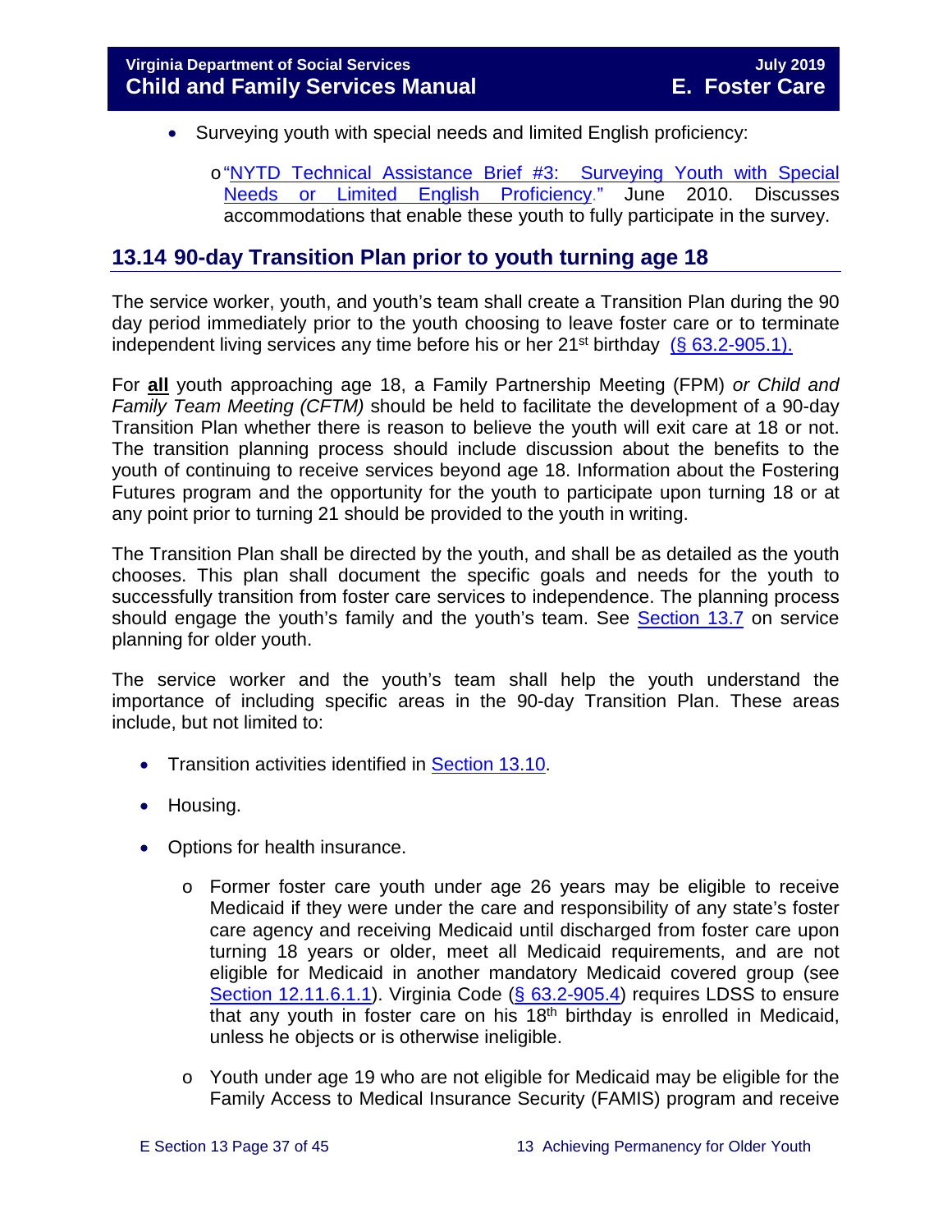- Surveying youth with special needs and limited English proficiency:
  - "NYTD Technical Assistance Brief #3: Surveying Youth with Special Needs or Limited English Proficiency." June 2010. Discusses accommodations that enable these youth to fully participate in the survey.

## 13.14 90-day Transition Plan prior to youth turning age 18

The service worker, youth, and youth's team shall create a Transition Plan during the 90 day period immediately prior to the youth choosing to leave foster care or to terminate independent living services any time before his or her 21st birthday (§ 63.2-905.1).

For **all** youth approaching age 18, a Family Partnership Meeting (FPM) *or Child and Family Team Meeting (CFTM)* should be held to facilitate the development of a 90-day Transition Plan whether there is reason to believe the youth will exit care at 18 or not. The transition planning process should include discussion about the benefits to the youth of continuing to receive services beyond age 18. Information about the Fostering Futures program and the opportunity for the youth to participate upon turning 18 or at any point prior to turning 21 should be provided to the youth in writing.

The Transition Plan shall be directed by the youth, and shall be as detailed as the youth chooses. This plan shall document the specific goals and needs for the youth to successfully transition from foster care services to independence. The planning process should engage the youth's family and the youth's team. See Section 13.7 on service planning for older youth.

The service worker and the youth's team shall help the youth understand the importance of including specific areas in the 90-day Transition Plan. These areas include, but not limited to:

- Transition activities identified in Section 13.10.
- Housing.
- Options for health insurance.
  - Former foster care youth under age 26 years may be eligible to receive Medicaid if they were under the care and responsibility of any state's foster care agency and receiving Medicaid until discharged from foster care upon turning 18 years or older, meet all Medicaid requirements, and are not eligible for Medicaid in another mandatory Medicaid covered group (see Section 12.11.6.1.1). Virginia Code (§ 63.2-905.4) requires LDSS to ensure that any youth in foster care on his 18th birthday is enrolled in Medicaid, unless he objects or is otherwise ineligible.
  - Youth under age 19 who are not eligible for Medicaid may be eligible for the Family Access to Medical Insurance Security (FAMIS) program and receive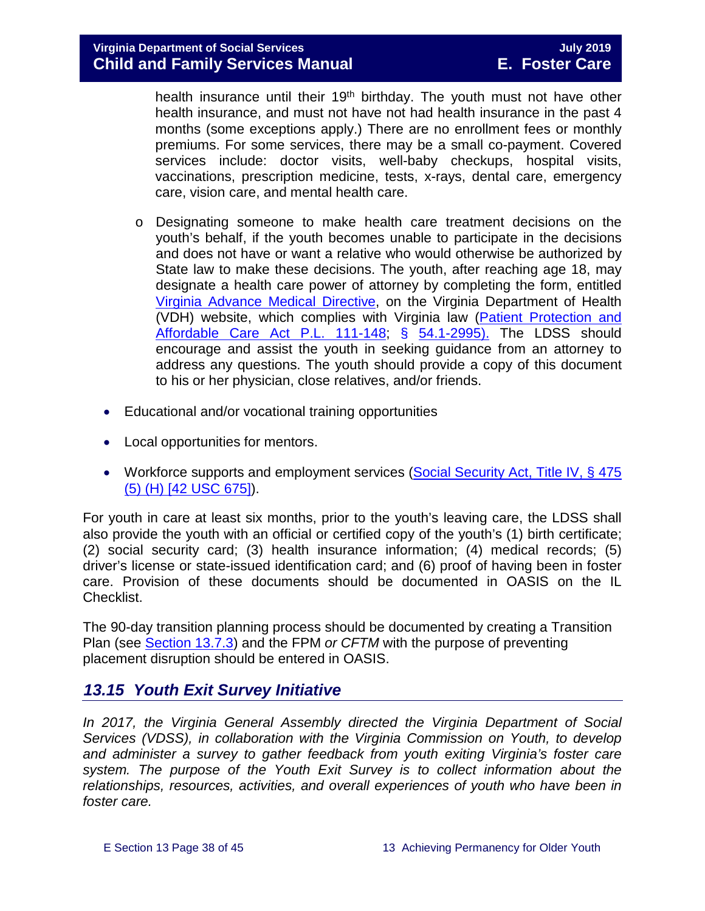health insurance until their 19th birthday. The youth must not have other health insurance, and must not have not had health insurance in the past 4 months (some exceptions apply.) There are no enrollment fees or monthly premiums. For some services, there may be a small co-payment. Covered services include: doctor visits, well-baby checkups, hospital visits, vaccinations, prescription medicine, tests, x-rays, dental care, emergency care, vision care, and mental health care.

  - Designating someone to make health care treatment decisions on the youth's behalf, if the youth becomes unable to participate in the decisions and does not have or want a relative who would otherwise be authorized by State law to make these decisions. The youth, after reaching age 18, may designate a health care power of attorney by completing the form, entitled [Virginia Advance Medical Directive](), on the Virginia Department of Health (VDH) website, which complies with Virginia law ([Patient Protection and Affordable Care Act P.L. 111-148](); [§ 54.1-2995).]() The LDSS should encourage and assist the youth in seeking guidance from an attorney to address any questions. The youth should provide a copy of this document to his or her physician, close relatives, and/or friends.

- Educational and/or vocational training opportunities
- Local opportunities for mentors.
- Workforce supports and employment services ([Social Security Act, Title IV, § 475 (5) (H) [42 USC 675]]()).

For youth in care at least six months, prior to the youth's leaving care, the LDSS shall also provide the youth with an official or certified copy of the youth's (1) birth certificate; (2) social security card; (3) health insurance information; (4) medical records; (5) driver's license or state-issued identification card; and (6) proof of having been in foster care. Provision of these documents should be documented in OASIS on the IL Checklist.

The 90-day transition planning process should be documented by creating a Transition Plan (see [Section 13.7.3]()) and the FPM *or CFTM* with the purpose of preventing placement disruption should be entered in OASIS.

## *13.15 Youth Exit Survey Initiative*

*In 2017, the Virginia General Assembly directed the Virginia Department of Social Services (VDSS), in collaboration with the Virginia Commission on Youth, to develop and administer a survey to gather feedback from youth exiting Virginia's foster care system. The purpose of the Youth Exit Survey is to collect information about the relationships, resources, activities, and overall experiences of youth who have been in foster care.*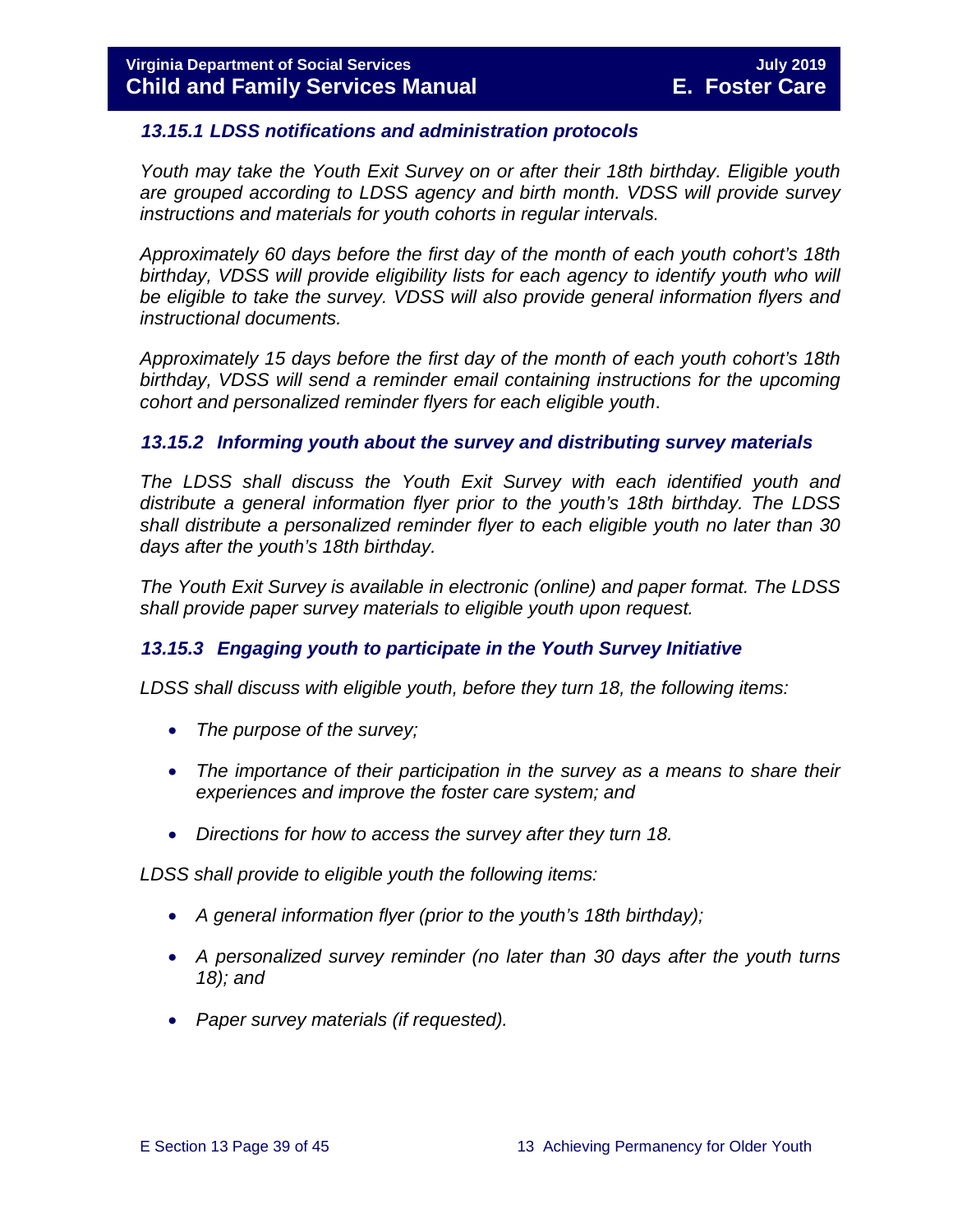### *13.15.1 LDSS notifications and administration protocols*

*Youth may take the Youth Exit Survey on or after their 18th birthday. Eligible youth are grouped according to LDSS agency and birth month. VDSS will provide survey instructions and materials for youth cohorts in regular intervals.*

*Approximately 60 days before the first day of the month of each youth cohort's 18th birthday, VDSS will provide eligibility lists for each agency to identify youth who will be eligible to take the survey. VDSS will also provide general information flyers and instructional documents.*

*Approximately 15 days before the first day of the month of each youth cohort's 18th birthday, VDSS will send a reminder email containing instructions for the upcoming cohort and personalized reminder flyers for each eligible youth*.

### *13.15.2 Informing youth about the survey and distributing survey materials*

*The LDSS shall discuss the Youth Exit Survey with each identified youth and distribute a general information flyer prior to the youth's 18th birthday. The LDSS shall distribute a personalized reminder flyer to each eligible youth no later than 30 days after the youth's 18th birthday.*

*The Youth Exit Survey is available in electronic (online) and paper format. The LDSS shall provide paper survey materials to eligible youth upon request.*

### *13.15.3 Engaging youth to participate in the Youth Survey Initiative*

*LDSS shall discuss with eligible youth, before they turn 18, the following items:*

- *The purpose of the survey;*
- *The importance of their participation in the survey as a means to share their experiences and improve the foster care system; and*
- *Directions for how to access the survey after they turn 18.*

*LDSS shall provide to eligible youth the following items:*

- *A general information flyer (prior to the youth's 18th birthday);*
- *A personalized survey reminder (no later than 30 days after the youth turns 18); and*
- *Paper survey materials (if requested).*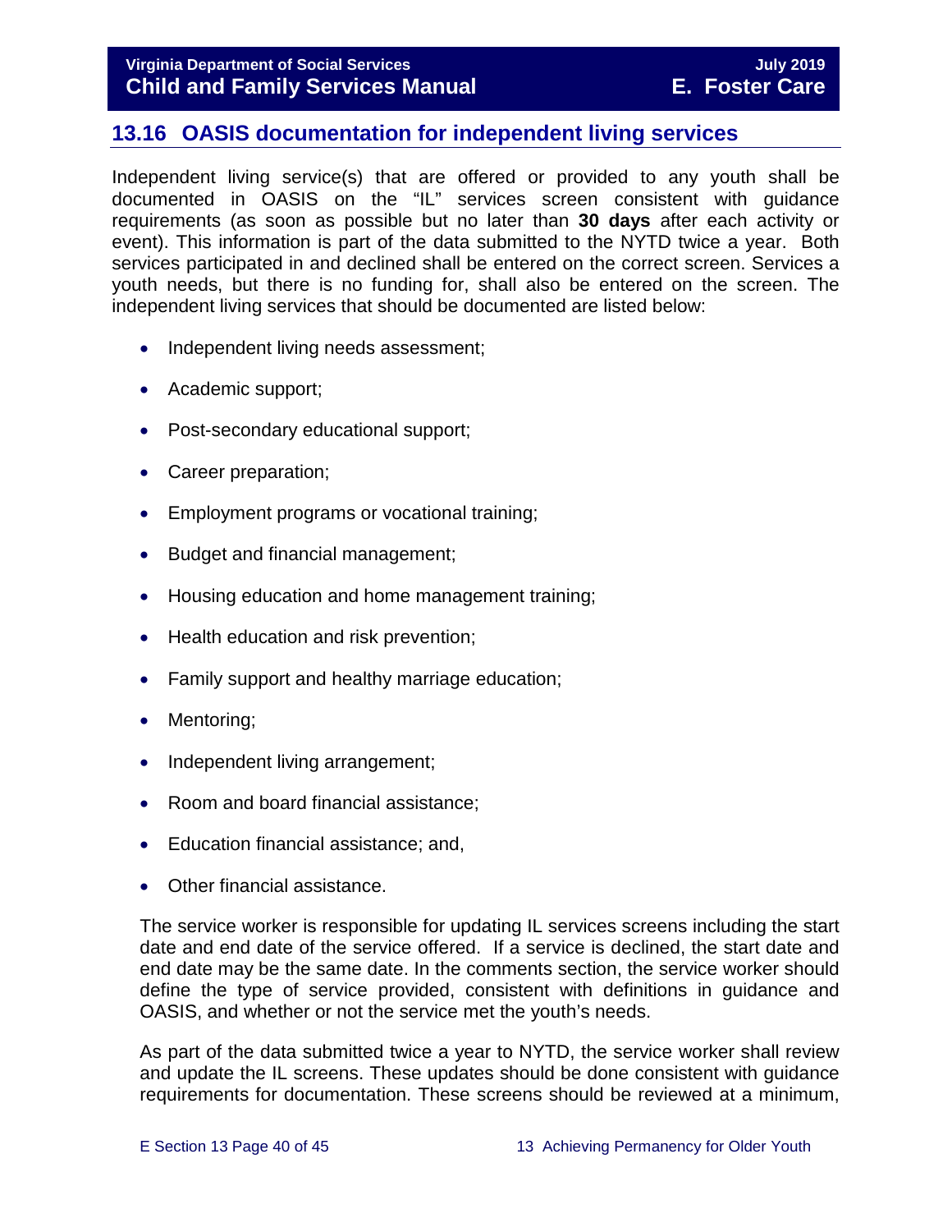## 13.16 OASIS documentation for independent living services

Independent living service(s) that are offered or provided to any youth shall be documented in OASIS on the "IL" services screen consistent with guidance requirements (as soon as possible but no later than **30 days** after each activity or event). This information is part of the data submitted to the NYTD twice a year. Both services participated in and declined shall be entered on the correct screen. Services a youth needs, but there is no funding for, shall also be entered on the screen. The independent living services that should be documented are listed below:

- Independent living needs assessment;
- Academic support;
- Post-secondary educational support;
- Career preparation;
- Employment programs or vocational training;
- Budget and financial management;
- Housing education and home management training;
- Health education and risk prevention;
- Family support and healthy marriage education;
- Mentoring;
- Independent living arrangement;
- Room and board financial assistance;
- Education financial assistance; and,
- Other financial assistance.

The service worker is responsible for updating IL services screens including the start date and end date of the service offered. If a service is declined, the start date and end date may be the same date. In the comments section, the service worker should define the type of service provided, consistent with definitions in guidance and OASIS, and whether or not the service met the youth's needs.

As part of the data submitted twice a year to NYTD, the service worker shall review and update the IL screens. These updates should be done consistent with guidance requirements for documentation. These screens should be reviewed at a minimum,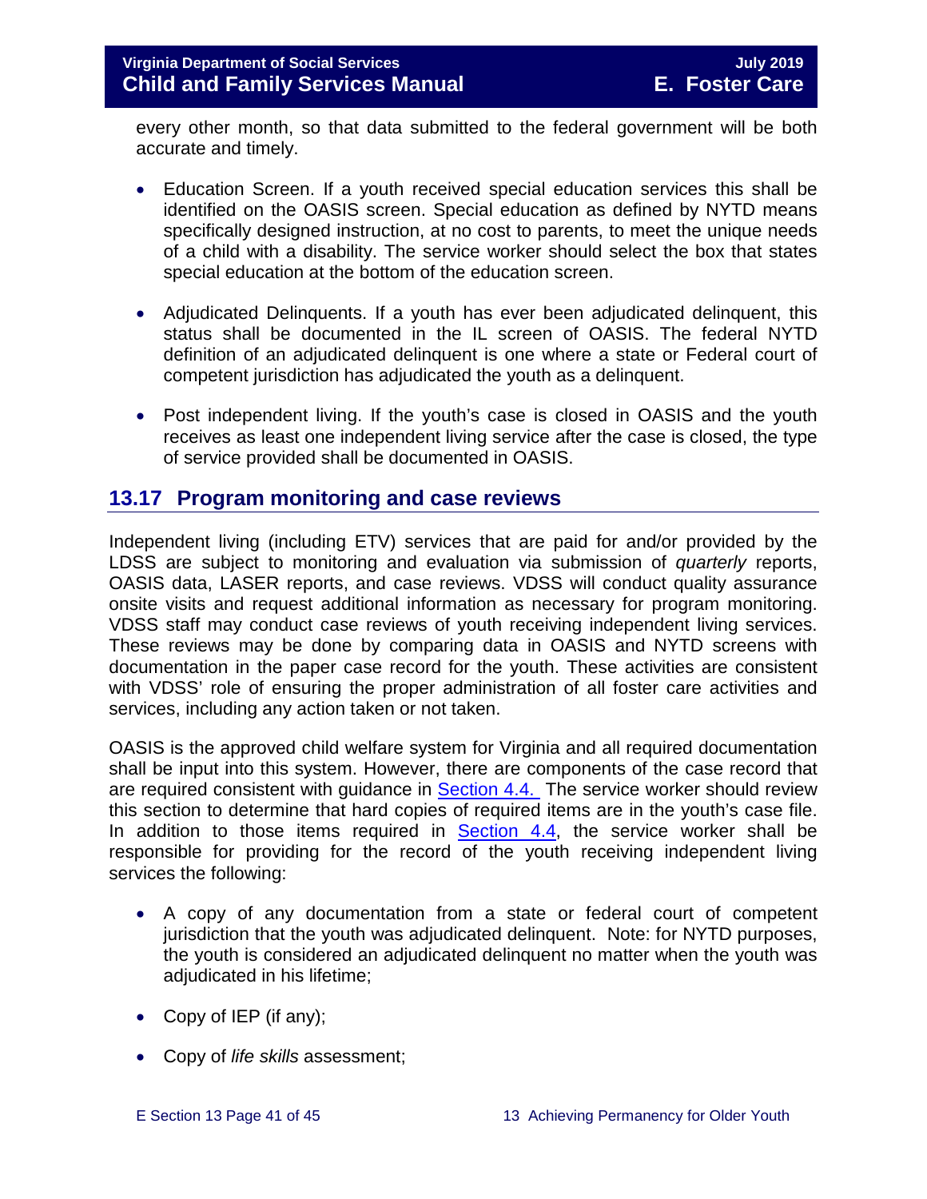every other month, so that data submitted to the federal government will be both accurate and timely.

- Education Screen. If a youth received special education services this shall be identified on the OASIS screen. Special education as defined by NYTD means specifically designed instruction, at no cost to parents, to meet the unique needs of a child with a disability. The service worker should select the box that states special education at the bottom of the education screen.

- Adjudicated Delinquents. If a youth has ever been adjudicated delinquent, this status shall be documented in the IL screen of OASIS. The federal NYTD definition of an adjudicated delinquent is one where a state or Federal court of competent jurisdiction has adjudicated the youth as a delinquent.

- Post independent living. If the youth's case is closed in OASIS and the youth receives as least one independent living service after the case is closed, the type of service provided shall be documented in OASIS.

## 13.17 Program monitoring and case reviews

Independent living (including ETV) services that are paid for and/or provided by the LDSS are subject to monitoring and evaluation via submission of *quarterly* reports, OASIS data, LASER reports, and case reviews. VDSS will conduct quality assurance onsite visits and request additional information as necessary for program monitoring. VDSS staff may conduct case reviews of youth receiving independent living services. These reviews may be done by comparing data in OASIS and NYTD screens with documentation in the paper case record for the youth. These activities are consistent with VDSS' role of ensuring the proper administration of all foster care activities and services, including any action taken or not taken.

OASIS is the approved child welfare system for Virginia and all required documentation shall be input into this system. However, there are components of the case record that are required consistent with guidance in Section 4.4. The service worker should review this section to determine that hard copies of required items are in the youth's case file. In addition to those items required in Section 4.4, the service worker shall be responsible for providing for the record of the youth receiving independent living services the following:

- A copy of any documentation from a state or federal court of competent jurisdiction that the youth was adjudicated delinquent. Note: for NYTD purposes, the youth is considered an adjudicated delinquent no matter when the youth was adjudicated in his lifetime;

- Copy of IEP (if any);

- Copy of *life skills* assessment;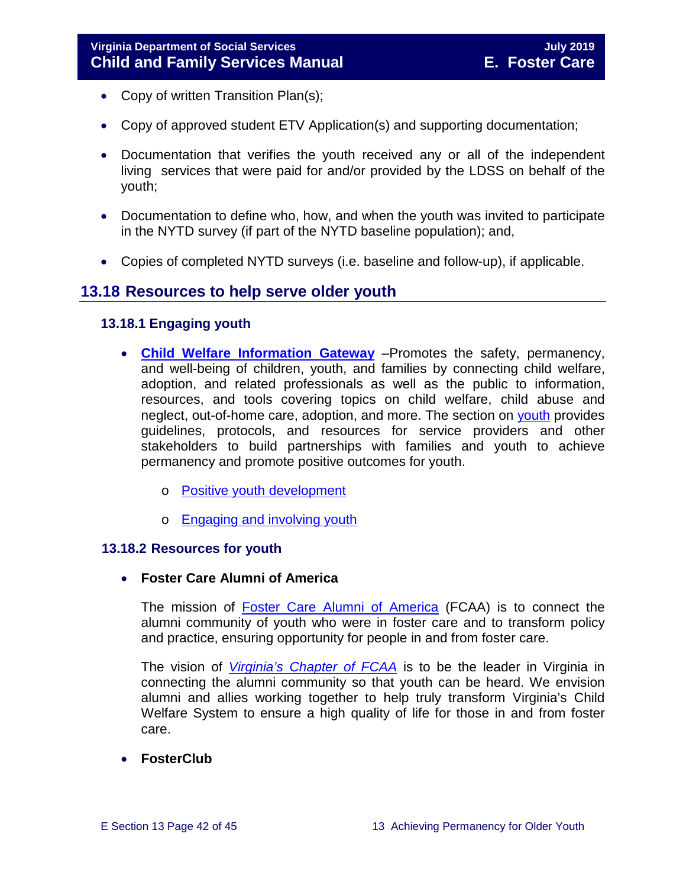- Copy of written Transition Plan(s);
- Copy of approved student ETV Application(s) and supporting documentation;
- Documentation that verifies the youth received any or all of the independent living services that were paid for and/or provided by the LDSS on behalf of the youth;
- Documentation to define who, how, and when the youth was invited to participate in the NYTD survey (if part of the NYTD baseline population); and,
- Copies of completed NYTD surveys (i.e. baseline and follow-up), if applicable.

## 13.18 Resources to help serve older youth

### 13.18.1 Engaging youth

- **Child Welfare Information Gateway** –Promotes the safety, permanency, and well-being of children, youth, and families by connecting child welfare, adoption, and related professionals as well as the public to information, resources, and tools covering topics on child welfare, child abuse and neglect, out-of-home care, adoption, and more. The section on youth provides guidelines, protocols, and resources for service providers and other stakeholders to build partnerships with families and youth to achieve permanency and promote positive outcomes for youth.
  - Positive youth development
  - Engaging and involving youth

### 13.18.2 Resources for youth

- **Foster Care Alumni of America**

  The mission of Foster Care Alumni of America (FCAA) is to connect the alumni community of youth who were in foster care and to transform policy and practice, ensuring opportunity for people in and from foster care.

  The vision of *Virginia's Chapter of FCAA* is to be the leader in Virginia in connecting the alumni community so that youth can be heard. We envision alumni and allies working together to help truly transform Virginia's Child Welfare System to ensure a high quality of life for those in and from foster care.

- **FosterClub**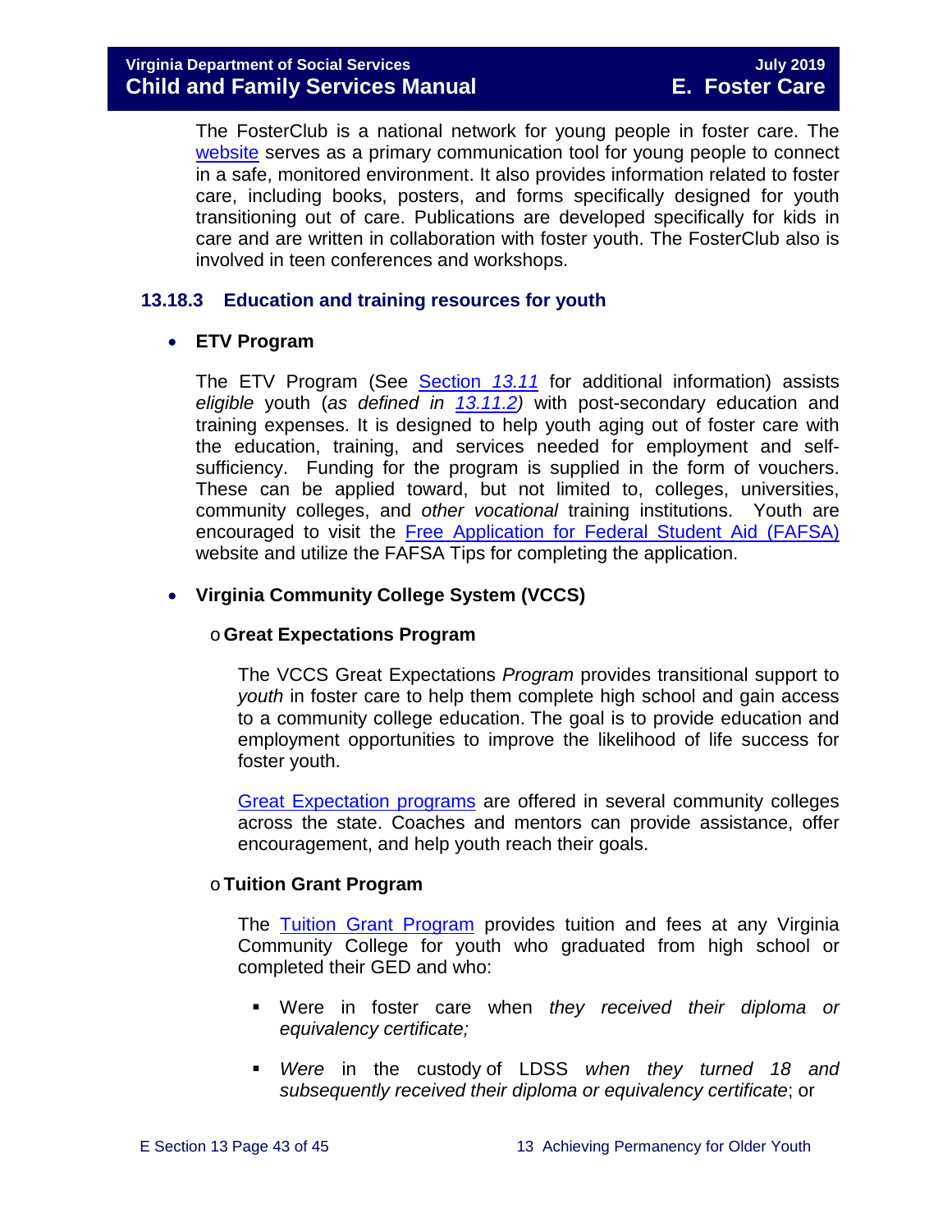The FosterClub is a national network for young people in foster care. The website serves as a primary communication tool for young people to connect in a safe, monitored environment. It also provides information related to foster care, including books, posters, and forms specifically designed for youth transitioning out of care. Publications are developed specifically for kids in care and are written in collaboration with foster youth. The FosterClub also is involved in teen conferences and workshops.

### 13.18.3 Education and training resources for youth

- **ETV Program**

  The ETV Program (See Section *13.11* for additional information) assists *eligible* youth (*as defined in 13.11.2)* with post-secondary education and training expenses. It is designed to help youth aging out of foster care with the education, training, and services needed for employment and self-sufficiency. Funding for the program is supplied in the form of vouchers. These can be applied toward, but not limited to, colleges, universities, community colleges, and *other vocational* training institutions. Youth are encouraged to visit the Free Application for Federal Student Aid (FAFSA) website and utilize the FAFSA Tips for completing the application.

- **Virginia Community College System (VCCS)**

  - **Great Expectations Program**

    The VCCS Great Expectations *Program* provides transitional support to *youth* in foster care to help them complete high school and gain access to a community college education. The goal is to provide education and employment opportunities to improve the likelihood of life success for foster youth.

    Great Expectation programs are offered in several community colleges across the state. Coaches and mentors can provide assistance, offer encouragement, and help youth reach their goals.

  - **Tuition Grant Program**

    The Tuition Grant Program provides tuition and fees at any Virginia Community College for youth who graduated from high school or completed their GED and who:

    - Were in foster care when *they received their diploma or equivalency certificate;*
    - *Were* in the custody of LDSS *when they turned 18 and subsequently received their diploma or equivalency certificate*; or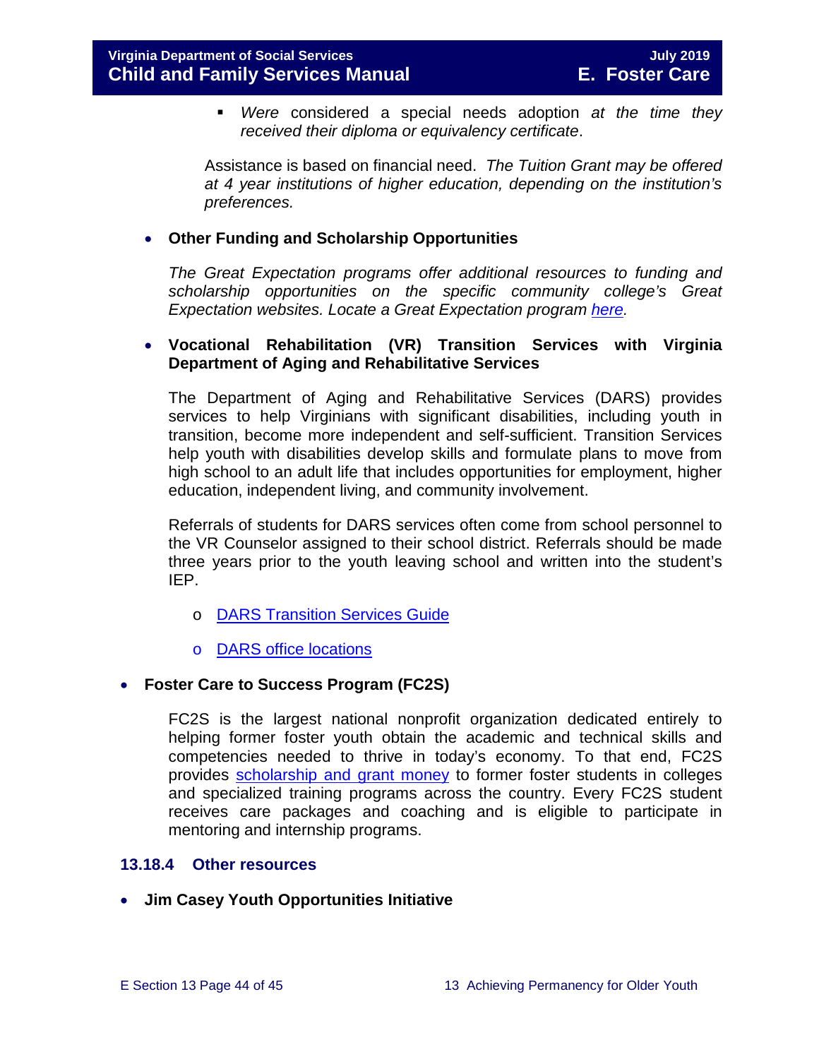- *Were* considered a special needs adoption *at the time they received their diploma or equivalency certificate*.

  Assistance is based on financial need. *The Tuition Grant may be offered at 4 year institutions of higher education, depending on the institution's preferences.*

- **Other Funding and Scholarship Opportunities**

  *The Great Expectation programs offer additional resources to funding and scholarship opportunities on the specific community college's Great Expectation websites. Locate a Great Expectation program [here](#).*

- **Vocational Rehabilitation (VR) Transition Services with Virginia Department of Aging and Rehabilitative Services**

  The Department of Aging and Rehabilitative Services (DARS) provides services to help Virginians with significant disabilities, including youth in transition, become more independent and self-sufficient. Transition Services help youth with disabilities develop skills and formulate plans to move from high school to an adult life that includes opportunities for employment, higher education, independent living, and community involvement.

  Referrals of students for DARS services often come from school personnel to the VR Counselor assigned to their school district. Referrals should be made three years prior to the youth leaving school and written into the student's IEP.

  - [DARS Transition Services Guide](#)
  - [DARS office locations](#)

- **Foster Care to Success Program (FC2S)**

  FC2S is the largest national nonprofit organization dedicated entirely to helping former foster youth obtain the academic and technical skills and competencies needed to thrive in today's economy. To that end, FC2S provides [scholarship and grant money](#) to former foster students in colleges and specialized training programs across the country. Every FC2S student receives care packages and coaching and is eligible to participate in mentoring and internship programs.

### 13.18.4 Other resources

- **Jim Casey Youth Opportunities Initiative**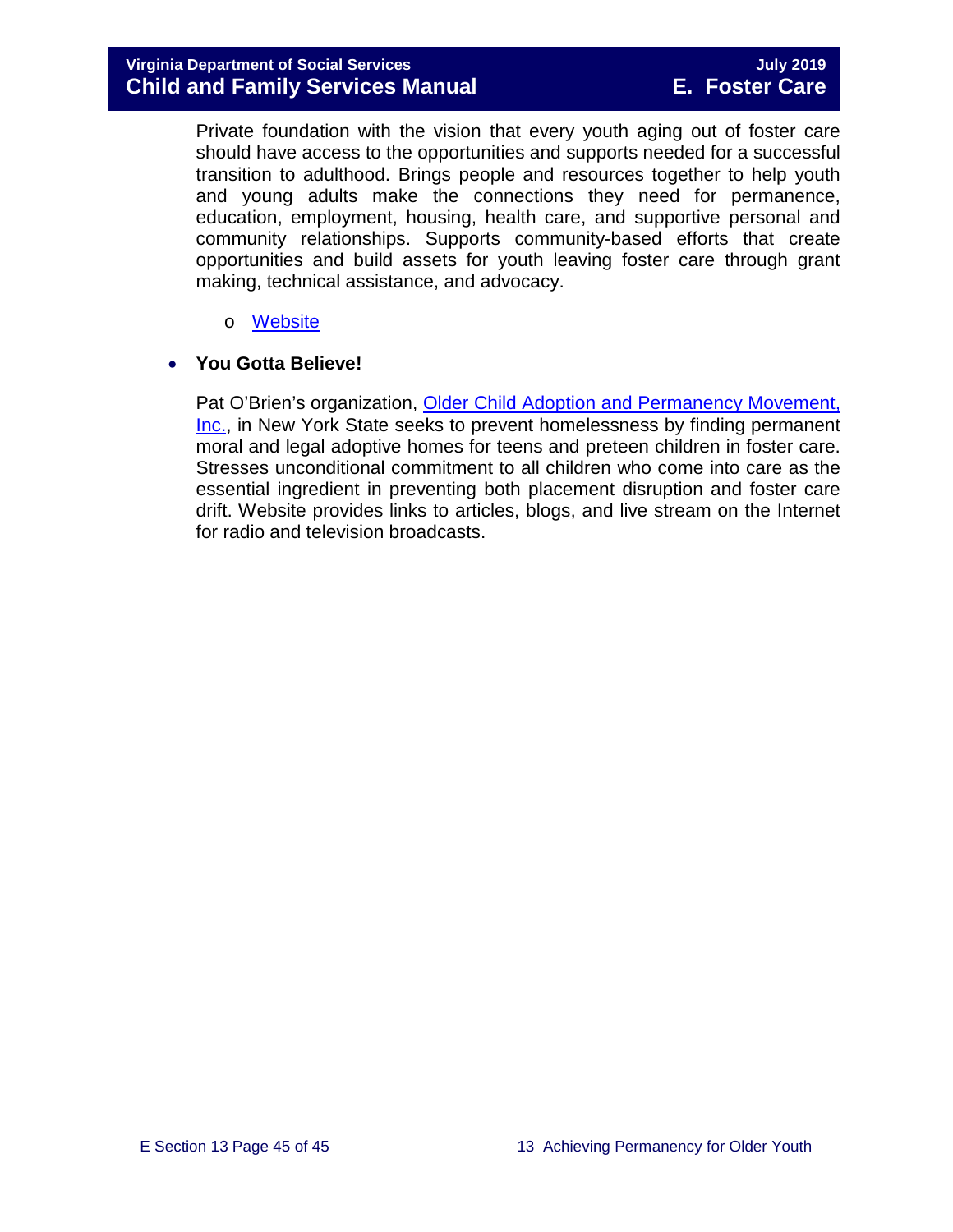Private foundation with the vision that every youth aging out of foster care should have access to the opportunities and supports needed for a successful transition to adulthood. Brings people and resources together to help youth and young adults make the connections they need for permanence, education, employment, housing, health care, and supportive personal and community relationships. Supports community-based efforts that create opportunities and build assets for youth leaving foster care through grant making, technical assistance, and advocacy.

  - Website

- **You Gotta Believe!**

  Pat O'Brien's organization, Older Child Adoption and Permanency Movement, Inc., in New York State seeks to prevent homelessness by finding permanent moral and legal adoptive homes for teens and preteen children in foster care. Stresses unconditional commitment to all children who come into care as the essential ingredient in preventing both placement disruption and foster care drift. Website provides links to articles, blogs, and live stream on the Internet for radio and television broadcasts.